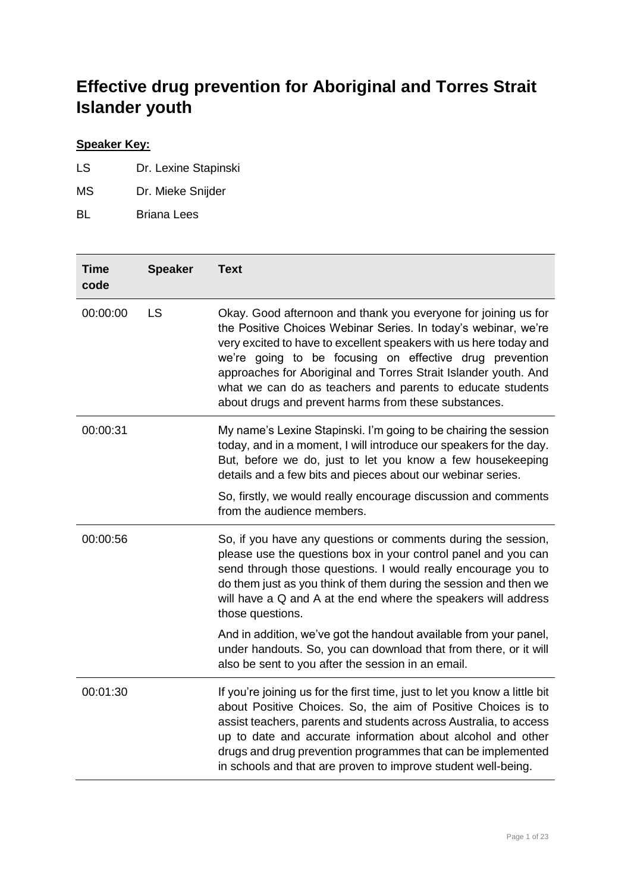# Effective drug prevention for Aboriginal and Torres Strait Islander youth

**Speaker Key:**

LS Dr. Lexine Stapinski

MS Dr. Mieke Snijder

BL Briana Lees

| Time code | Speaker | Text |
|---|---|---|
| 00:00:00 | LS | Okay. Good afternoon and thank you everyone for joining us for the Positive Choices Webinar Series. In today's webinar, we're very excited to have to excellent speakers with us here today and we're going to be focusing on effective drug prevention approaches for Aboriginal and Torres Strait Islander youth. And what we can do as teachers and parents to educate students about drugs and prevent harms from these substances. |
| 00:00:31 | | My name's Lexine Stapinski. I'm going to be chairing the session today, and in a moment, I will introduce our speakers for the day. But, before we do, just to let you know a few housekeeping details and a few bits and pieces about our webinar series.<br><br>So, firstly, we would really encourage discussion and comments from the audience members. |
| 00:00:56 | | So, if you have any questions or comments during the session, please use the questions box in your control panel and you can send through those questions. I would really encourage you to do them just as you think of them during the session and then we will have a Q and A at the end where the speakers will address those questions.<br><br>And in addition, we've got the handout available from your panel, under handouts. So, you can download that from there, or it will also be sent to you after the session in an email. |
| 00:01:30 | | If you're joining us for the first time, just to let you know a little bit about Positive Choices. So, the aim of Positive Choices is to assist teachers, parents and students across Australia, to access up to date and accurate information about alcohol and other drugs and drug prevention programmes that can be implemented in schools and that are proven to improve student well-being. |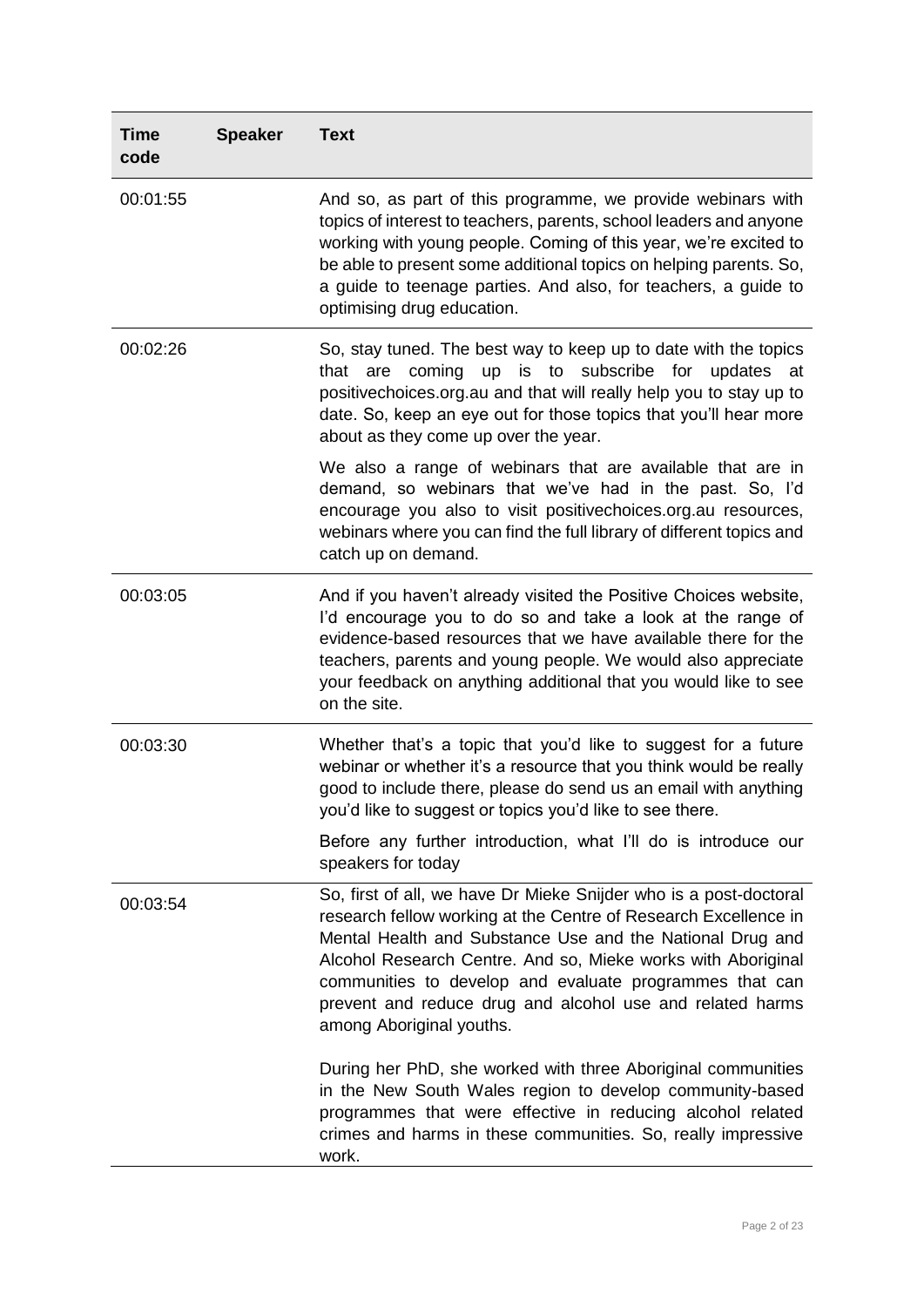| Time code | Speaker | Text |
|---|---|---|
| 00:01:55 | | And so, as part of this programme, we provide webinars with topics of interest to teachers, parents, school leaders and anyone working with young people. Coming of this year, we're excited to be able to present some additional topics on helping parents. So, a guide to teenage parties. And also, for teachers, a guide to optimising drug education. |
| 00:02:26 | | So, stay tuned. The best way to keep up to date with the topics that are coming up is to subscribe for updates at positivechoices.org.au and that will really help you to stay up to date. So, keep an eye out for those topics that you'll hear more about as they come up over the year.<br><br>We also a range of webinars that are available that are in demand, so webinars that we've had in the past. So, I'd encourage you also to visit positivechoices.org.au resources, webinars where you can find the full library of different topics and catch up on demand. |
| 00:03:05 | | And if you haven't already visited the Positive Choices website, I'd encourage you to do so and take a look at the range of evidence-based resources that we have available there for the teachers, parents and young people. We would also appreciate your feedback on anything additional that you would like to see on the site. |
| 00:03:30 | | Whether that's a topic that you'd like to suggest for a future webinar or whether it's a resource that you think would be really good to include there, please do send us an email with anything you'd like to suggest or topics you'd like to see there.<br><br>Before any further introduction, what I'll do is introduce our speakers for today |
| 00:03:54 | | So, first of all, we have Dr Mieke Snijder who is a post-doctoral research fellow working at the Centre of Research Excellence in Mental Health and Substance Use and the National Drug and Alcohol Research Centre. And so, Mieke works with Aboriginal communities to develop and evaluate programmes that can prevent and reduce drug and alcohol use and related harms among Aboriginal youths.<br><br>During her PhD, she worked with three Aboriginal communities in the New South Wales region to develop community-based programmes that were effective in reducing alcohol related crimes and harms in these communities. So, really impressive work. |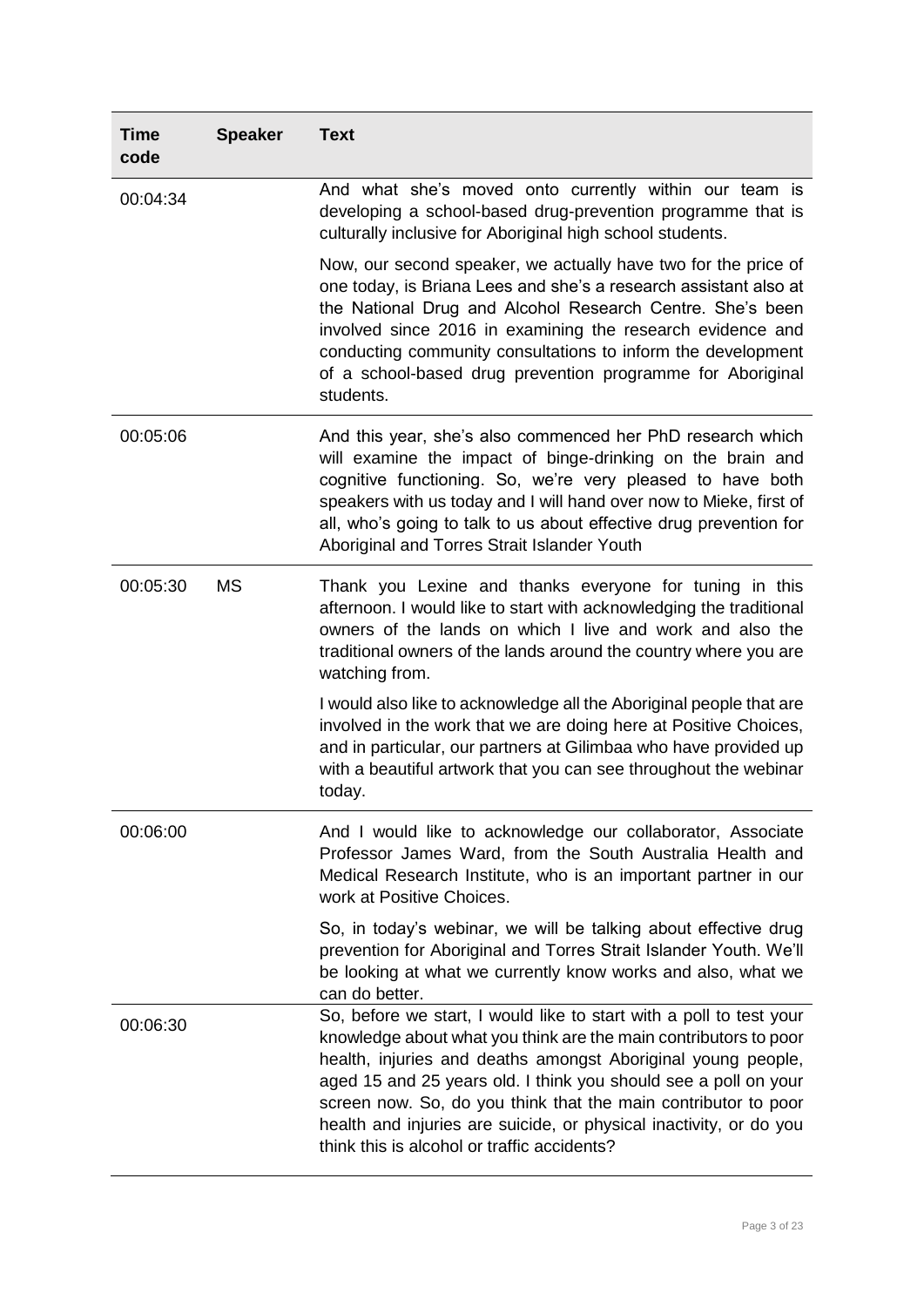| Time code | Speaker | Text |
|---|---|---|
| 00:04:34 | | And what she's moved onto currently within our team is developing a school-based drug-prevention programme that is culturally inclusive for Aboriginal high school students.<br><br>Now, our second speaker, we actually have two for the price of one today, is Briana Lees and she's a research assistant also at the National Drug and Alcohol Research Centre. She's been involved since 2016 in examining the research evidence and conducting community consultations to inform the development of a school-based drug prevention programme for Aboriginal students. |
| 00:05:06 | | And this year, she's also commenced her PhD research which will examine the impact of binge-drinking on the brain and cognitive functioning. So, we're very pleased to have both speakers with us today and I will hand over now to Mieke, first of all, who's going to talk to us about effective drug prevention for Aboriginal and Torres Strait Islander Youth |
| 00:05:30 | MS | Thank you Lexine and thanks everyone for tuning in this afternoon. I would like to start with acknowledging the traditional owners of the lands on which I live and work and also the traditional owners of the lands around the country where you are watching from.<br><br>I would also like to acknowledge all the Aboriginal people that are involved in the work that we are doing here at Positive Choices, and in particular, our partners at Gilimbaa who have provided up with a beautiful artwork that you can see throughout the webinar today. |
| 00:06:00 | | And I would like to acknowledge our collaborator, Associate Professor James Ward, from the South Australia Health and Medical Research Institute, who is an important partner in our work at Positive Choices.<br><br>So, in today's webinar, we will be talking about effective drug prevention for Aboriginal and Torres Strait Islander Youth. We'll be looking at what we currently know works and also, what we can do better. |
| 00:06:30 | | So, before we start, I would like to start with a poll to test your knowledge about what you think are the main contributors to poor health, injuries and deaths amongst Aboriginal young people, aged 15 and 25 years old. I think you should see a poll on your screen now. So, do you think that the main contributor to poor health and injuries are suicide, or physical inactivity, or do you think this is alcohol or traffic accidents? |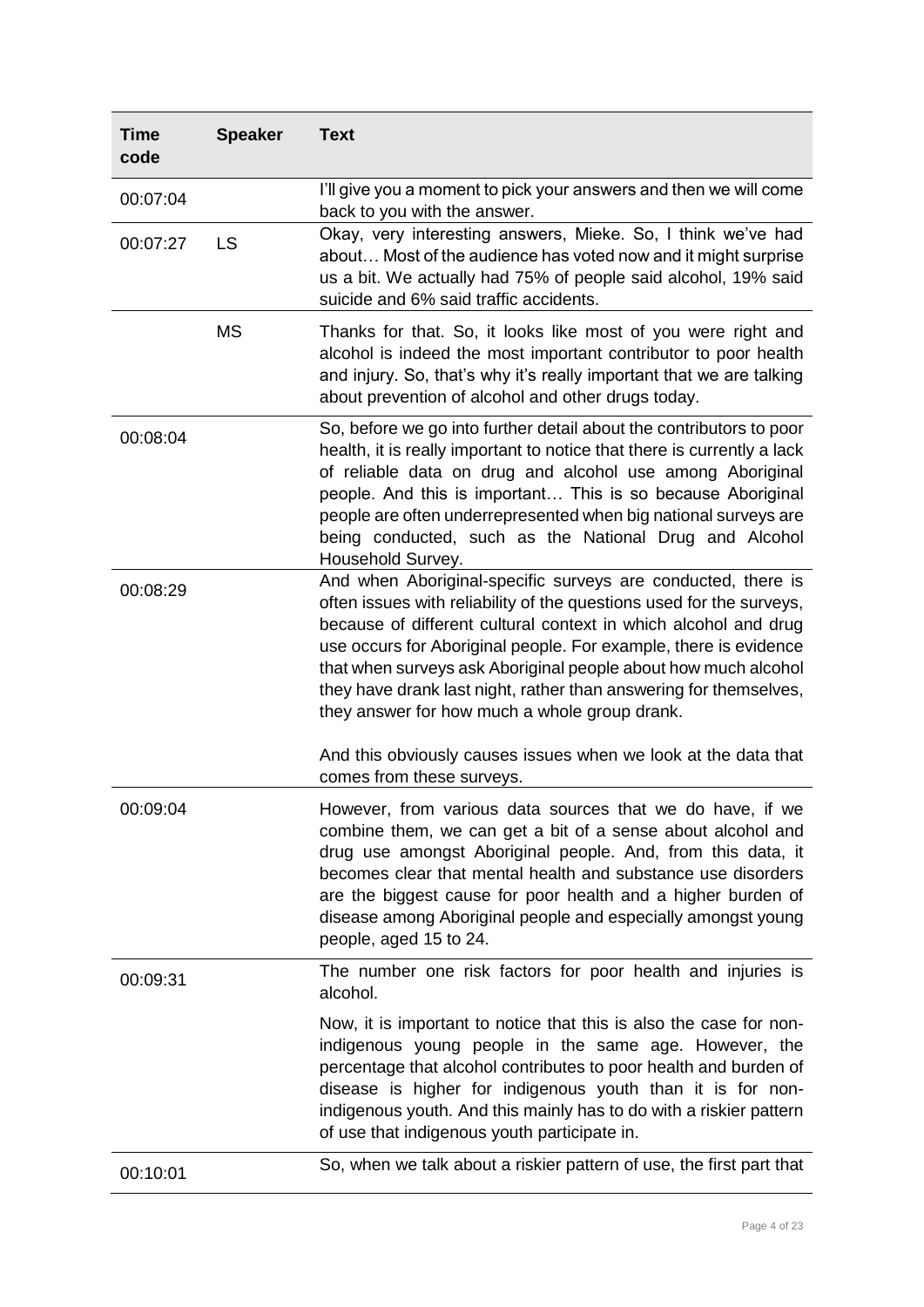| Time code | Speaker | Text |
| --- | --- | --- |
| 00:07:04 | | I'll give you a moment to pick your answers and then we will come back to you with the answer. |
| 00:07:27 | LS | Okay, very interesting answers, Mieke. So, I think we've had about… Most of the audience has voted now and it might surprise us a bit. We actually had 75% of people said alcohol, 19% said suicide and 6% said traffic accidents. |
| | MS | Thanks for that. So, it looks like most of you were right and alcohol is indeed the most important contributor to poor health and injury. So, that's why it's really important that we are talking about prevention of alcohol and other drugs today. |
| 00:08:04 | | So, before we go into further detail about the contributors to poor health, it is really important to notice that there is currently a lack of reliable data on drug and alcohol use among Aboriginal people. And this is important… This is so because Aboriginal people are often underrepresented when big national surveys are being conducted, such as the National Drug and Alcohol Household Survey. |
| 00:08:29 | | And when Aboriginal-specific surveys are conducted, there is often issues with reliability of the questions used for the surveys, because of different cultural context in which alcohol and drug use occurs for Aboriginal people. For example, there is evidence that when surveys ask Aboriginal people about how much alcohol they have drank last night, rather than answering for themselves, they answer for how much a whole group drank.<br><br>And this obviously causes issues when we look at the data that comes from these surveys. |
| 00:09:04 | | However, from various data sources that we do have, if we combine them, we can get a bit of a sense about alcohol and drug use amongst Aboriginal people. And, from this data, it becomes clear that mental health and substance use disorders are the biggest cause for poor health and a higher burden of disease among Aboriginal people and especially amongst young people, aged 15 to 24. |
| 00:09:31 | | The number one risk factors for poor health and injuries is alcohol.<br><br>Now, it is important to notice that this is also the case for non-indigenous young people in the same age. However, the percentage that alcohol contributes to poor health and burden of disease is higher for indigenous youth than it is for non-indigenous youth. And this mainly has to do with a riskier pattern of use that indigenous youth participate in. |
| 00:10:01 | | So, when we talk about a riskier pattern of use, the first part that |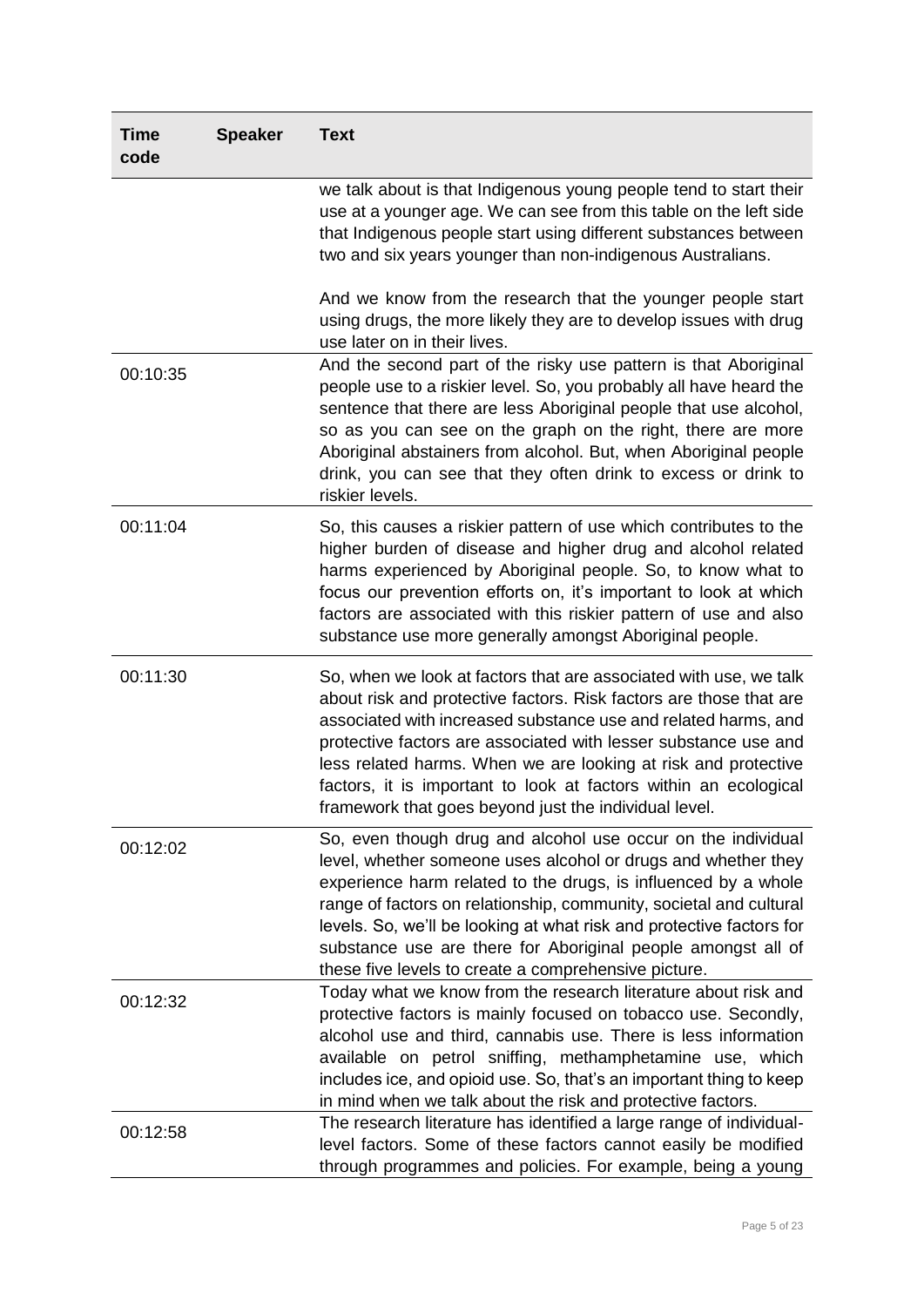| Time code | Speaker | Text |
|---|---|---|
| | | we talk about is that Indigenous young people tend to start their use at a younger age. We can see from this table on the left side that Indigenous people start using different substances between two and six years younger than non-indigenous Australians.<br><br>And we know from the research that the younger people start using drugs, the more likely they are to develop issues with drug use later on in their lives. |
| 00:10:35 | | And the second part of the risky use pattern is that Aboriginal people use to a riskier level. So, you probably all have heard the sentence that there are less Aboriginal people that use alcohol, so as you can see on the graph on the right, there are more Aboriginal abstainers from alcohol. But, when Aboriginal people drink, you can see that they often drink to excess or drink to riskier levels. |
| 00:11:04 | | So, this causes a riskier pattern of use which contributes to the higher burden of disease and higher drug and alcohol related harms experienced by Aboriginal people. So, to know what to focus our prevention efforts on, it's important to look at which factors are associated with this riskier pattern of use and also substance use more generally amongst Aboriginal people. |
| 00:11:30 | | So, when we look at factors that are associated with use, we talk about risk and protective factors. Risk factors are those that are associated with increased substance use and related harms, and protective factors are associated with lesser substance use and less related harms. When we are looking at risk and protective factors, it is important to look at factors within an ecological framework that goes beyond just the individual level. |
| 00:12:02 | | So, even though drug and alcohol use occur on the individual level, whether someone uses alcohol or drugs and whether they experience harm related to the drugs, is influenced by a whole range of factors on relationship, community, societal and cultural levels. So, we'll be looking at what risk and protective factors for substance use are there for Aboriginal people amongst all of these five levels to create a comprehensive picture. |
| 00:12:32 | | Today what we know from the research literature about risk and protective factors is mainly focused on tobacco use. Secondly, alcohol use and third, cannabis use. There is less information available on petrol sniffing, methamphetamine use, which includes ice, and opioid use. So, that's an important thing to keep in mind when we talk about the risk and protective factors. |
| 00:12:58 | | The research literature has identified a large range of individual-level factors. Some of these factors cannot easily be modified through programmes and policies. For example, being a young |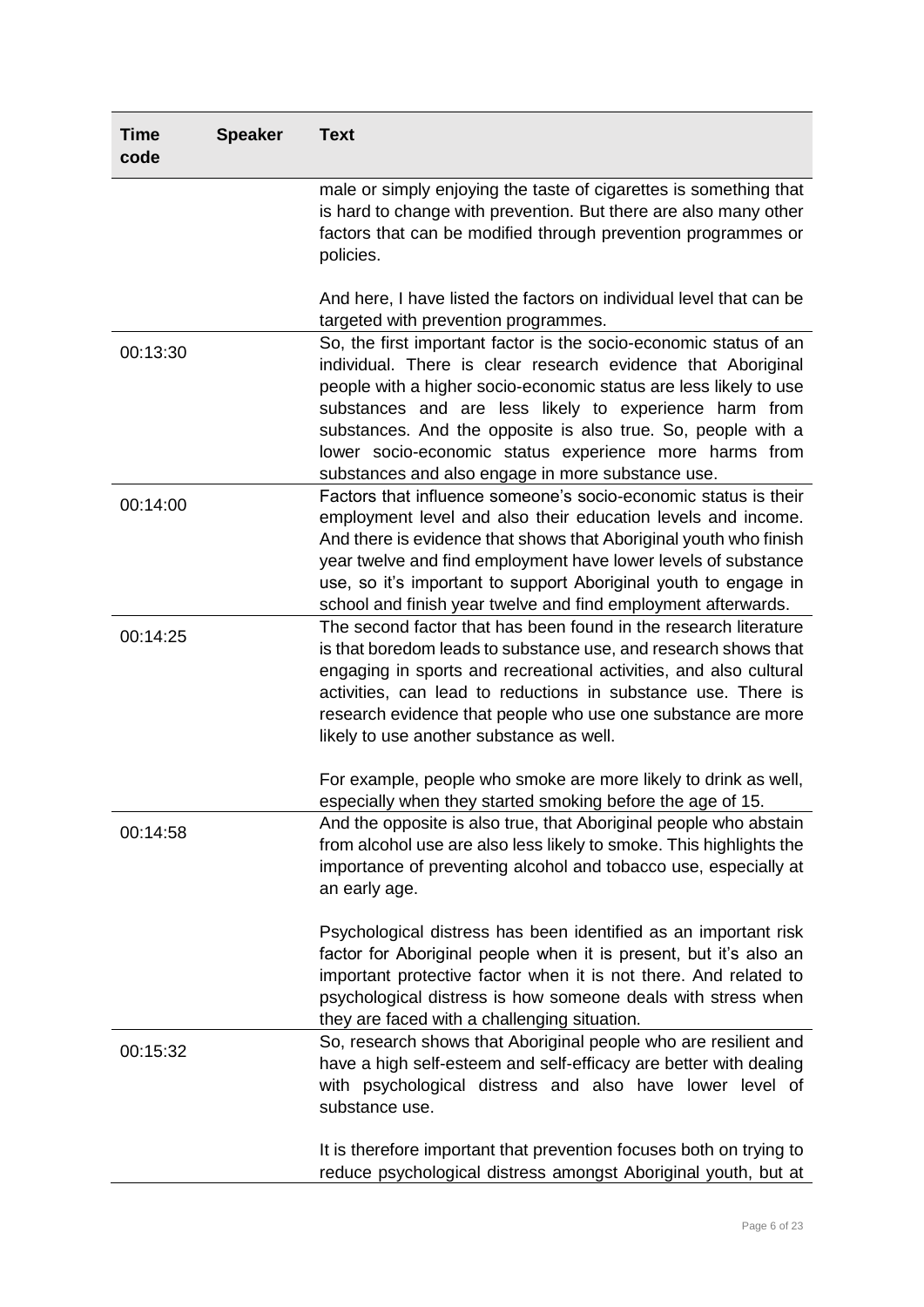| Time code | Speaker | Text |
|---|---|---|
| | | male or simply enjoying the taste of cigarettes is something that is hard to change with prevention. But there are also many other factors that can be modified through prevention programmes or policies.<br><br>And here, I have listed the factors on individual level that can be targeted with prevention programmes. |
| 00:13:30 | | So, the first important factor is the socio-economic status of an individual. There is clear research evidence that Aboriginal people with a higher socio-economic status are less likely to use substances and are less likely to experience harm from substances. And the opposite is also true. So, people with a lower socio-economic status experience more harms from substances and also engage in more substance use. |
| 00:14:00 | | Factors that influence someone's socio-economic status is their employment level and also their education levels and income. And there is evidence that shows that Aboriginal youth who finish year twelve and find employment have lower levels of substance use, so it's important to support Aboriginal youth to engage in school and finish year twelve and find employment afterwards. |
| 00:14:25 | | The second factor that has been found in the research literature is that boredom leads to substance use, and research shows that engaging in sports and recreational activities, and also cultural activities, can lead to reductions in substance use. There is research evidence that people who use one substance are more likely to use another substance as well.<br><br>For example, people who smoke are more likely to drink as well, especially when they started smoking before the age of 15. |
| 00:14:58 | | And the opposite is also true, that Aboriginal people who abstain from alcohol use are also less likely to smoke. This highlights the importance of preventing alcohol and tobacco use, especially at an early age.<br><br>Psychological distress has been identified as an important risk factor for Aboriginal people when it is present, but it's also an important protective factor when it is not there. And related to psychological distress is how someone deals with stress when they are faced with a challenging situation. |
| 00:15:32 | | So, research shows that Aboriginal people who are resilient and have a high self-esteem and self-efficacy are better with dealing with psychological distress and also have lower level of substance use.<br><br>It is therefore important that prevention focuses both on trying to reduce psychological distress amongst Aboriginal youth, but at |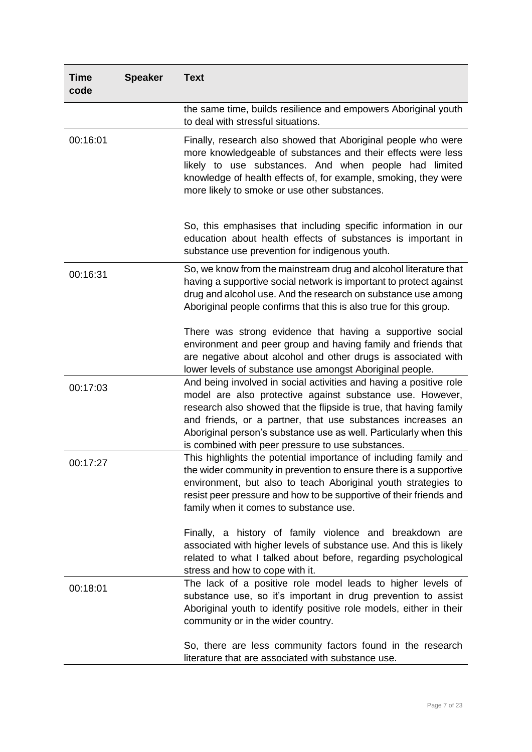| Time code | Speaker | Text |
|---|---|---|
| | | the same time, builds resilience and empowers Aboriginal youth to deal with stressful situations. |
| 00:16:01 | | Finally, research also showed that Aboriginal people who were more knowledgeable of substances and their effects were less likely to use substances. And when people had limited knowledge of health effects of, for example, smoking, they were more likely to smoke or use other substances.<br><br>So, this emphasises that including specific information in our education about health effects of substances is important in substance use prevention for indigenous youth. |
| 00:16:31 | | So, we know from the mainstream drug and alcohol literature that having a supportive social network is important to protect against drug and alcohol use. And the research on substance use among Aboriginal people confirms that this is also true for this group.<br><br>There was strong evidence that having a supportive social environment and peer group and having family and friends that are negative about alcohol and other drugs is associated with lower levels of substance use amongst Aboriginal people. |
| 00:17:03 | | And being involved in social activities and having a positive role model are also protective against substance use. However, research also showed that the flipside is true, that having family and friends, or a partner, that use substances increases an Aboriginal person's substance use as well. Particularly when this is combined with peer pressure to use substances. |
| 00:17:27 | | This highlights the potential importance of including family and the wider community in prevention to ensure there is a supportive environment, but also to teach Aboriginal youth strategies to resist peer pressure and how to be supportive of their friends and family when it comes to substance use.<br><br>Finally, a history of family violence and breakdown are associated with higher levels of substance use. And this is likely related to what I talked about before, regarding psychological stress and how to cope with it. |
| 00:18:01 | | The lack of a positive role model leads to higher levels of substance use, so it's important in drug prevention to assist Aboriginal youth to identify positive role models, either in their community or in the wider country.<br><br>So, there are less community factors found in the research literature that are associated with substance use. |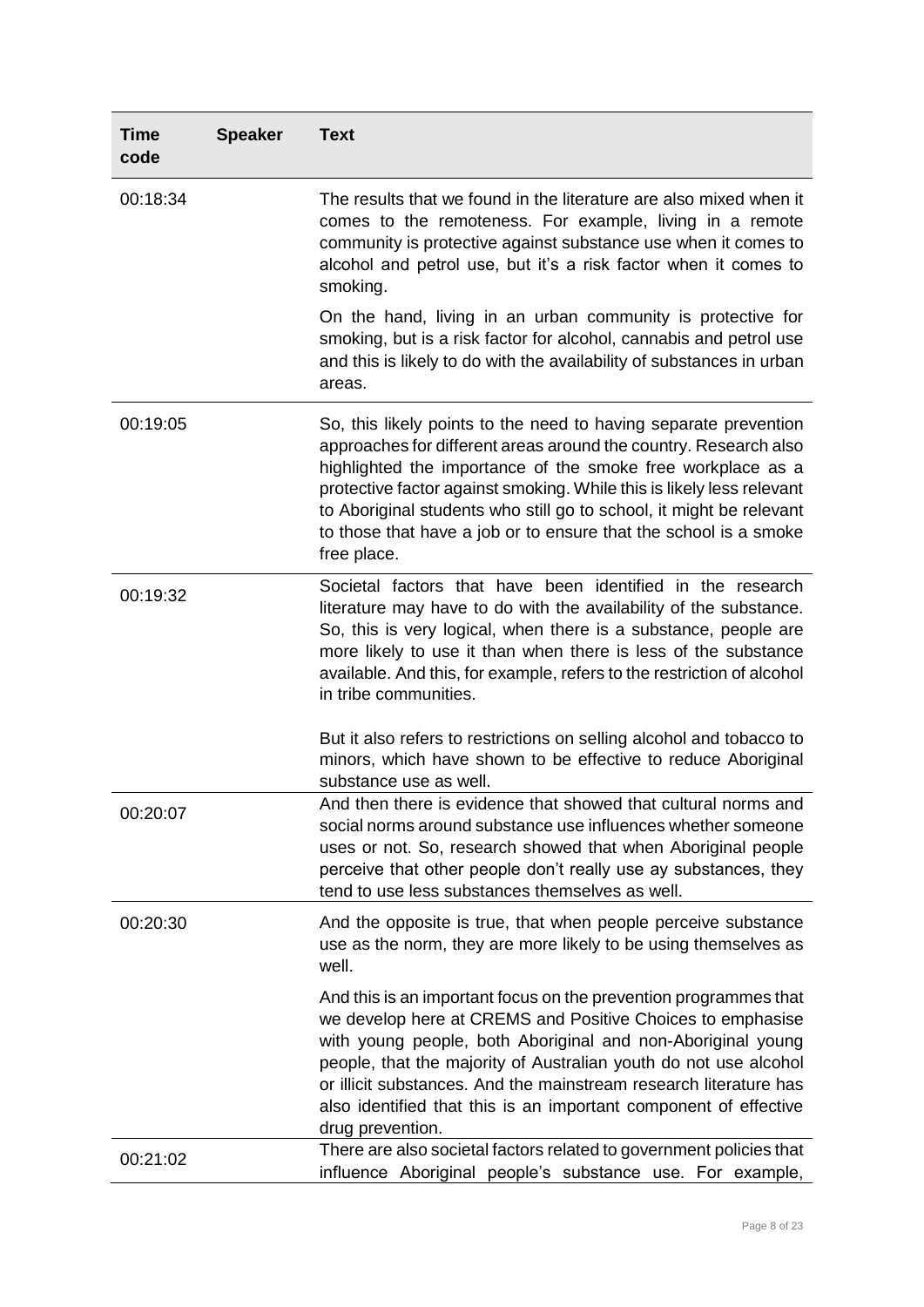| Time code | Speaker | Text |
|---|---|---|
| 00:18:34 | | The results that we found in the literature are also mixed when it comes to the remoteness. For example, living in a remote community is protective against substance use when it comes to alcohol and petrol use, but it's a risk factor when it comes to smoking.<br><br>On the hand, living in an urban community is protective for smoking, but is a risk factor for alcohol, cannabis and petrol use and this is likely to do with the availability of substances in urban areas. |
| 00:19:05 | | So, this likely points to the need to having separate prevention approaches for different areas around the country. Research also highlighted the importance of the smoke free workplace as a protective factor against smoking. While this is likely less relevant to Aboriginal students who still go to school, it might be relevant to those that have a job or to ensure that the school is a smoke free place. |
| 00:19:32 | | Societal factors that have been identified in the research literature may have to do with the availability of the substance. So, this is very logical, when there is a substance, people are more likely to use it than when there is less of the substance available. And this, for example, refers to the restriction of alcohol in tribe communities.<br><br>But it also refers to restrictions on selling alcohol and tobacco to minors, which have shown to be effective to reduce Aboriginal substance use as well. |
| 00:20:07 | | And then there is evidence that showed that cultural norms and social norms around substance use influences whether someone uses or not. So, research showed that when Aboriginal people perceive that other people don't really use ay substances, they tend to use less substances themselves as well. |
| 00:20:30 | | And the opposite is true, that when people perceive substance use as the norm, they are more likely to be using themselves as well.<br><br>And this is an important focus on the prevention programmes that we develop here at CREMS and Positive Choices to emphasise with young people, both Aboriginal and non-Aboriginal young people, that the majority of Australian youth do not use alcohol or illicit substances. And the mainstream research literature has also identified that this is an important component of effective drug prevention. |
| 00:21:02 | | There are also societal factors related to government policies that influence Aboriginal people's substance use. For example, |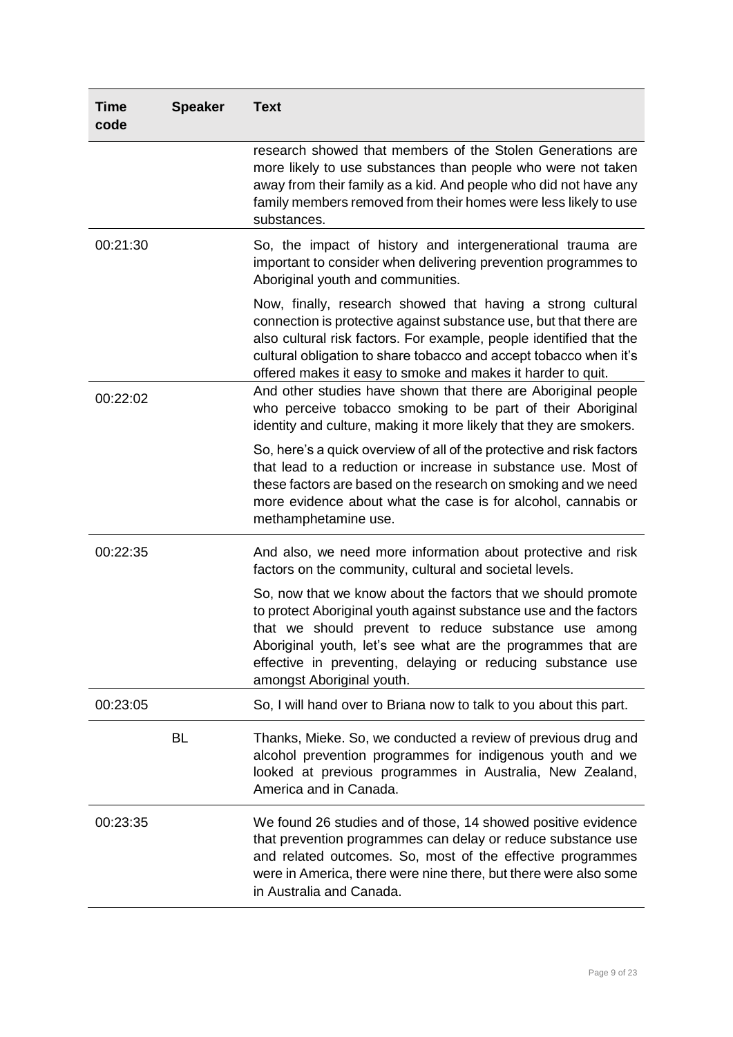| Time code | Speaker | Text |
| --- | --- | --- |
| | | research showed that members of the Stolen Generations are more likely to use substances than people who were not taken away from their family as a kid. And people who did not have any family members removed from their homes were less likely to use substances. |
| 00:21:30 | | So, the impact of history and intergenerational trauma are important to consider when delivering prevention programmes to Aboriginal youth and communities.<br><br>Now, finally, research showed that having a strong cultural connection is protective against substance use, but that there are also cultural risk factors. For example, people identified that the cultural obligation to share tobacco and accept tobacco when it's offered makes it easy to smoke and makes it harder to quit. |
| 00:22:02 | | And other studies have shown that there are Aboriginal people who perceive tobacco smoking to be part of their Aboriginal identity and culture, making it more likely that they are smokers.<br><br>So, here's a quick overview of all of the protective and risk factors that lead to a reduction or increase in substance use. Most of these factors are based on the research on smoking and we need more evidence about what the case is for alcohol, cannabis or methamphetamine use. |
| 00:22:35 | | And also, we need more information about protective and risk factors on the community, cultural and societal levels.<br><br>So, now that we know about the factors that we should promote to protect Aboriginal youth against substance use and the factors that we should prevent to reduce substance use among Aboriginal youth, let's see what are the programmes that are effective in preventing, delaying or reducing substance use amongst Aboriginal youth. |
| 00:23:05 | | So, I will hand over to Briana now to talk to you about this part. |
| | BL | Thanks, Mieke. So, we conducted a review of previous drug and alcohol prevention programmes for indigenous youth and we looked at previous programmes in Australia, New Zealand, America and in Canada. |
| 00:23:35 | | We found 26 studies and of those, 14 showed positive evidence that prevention programmes can delay or reduce substance use and related outcomes. So, most of the effective programmes were in America, there were nine there, but there were also some in Australia and Canada. |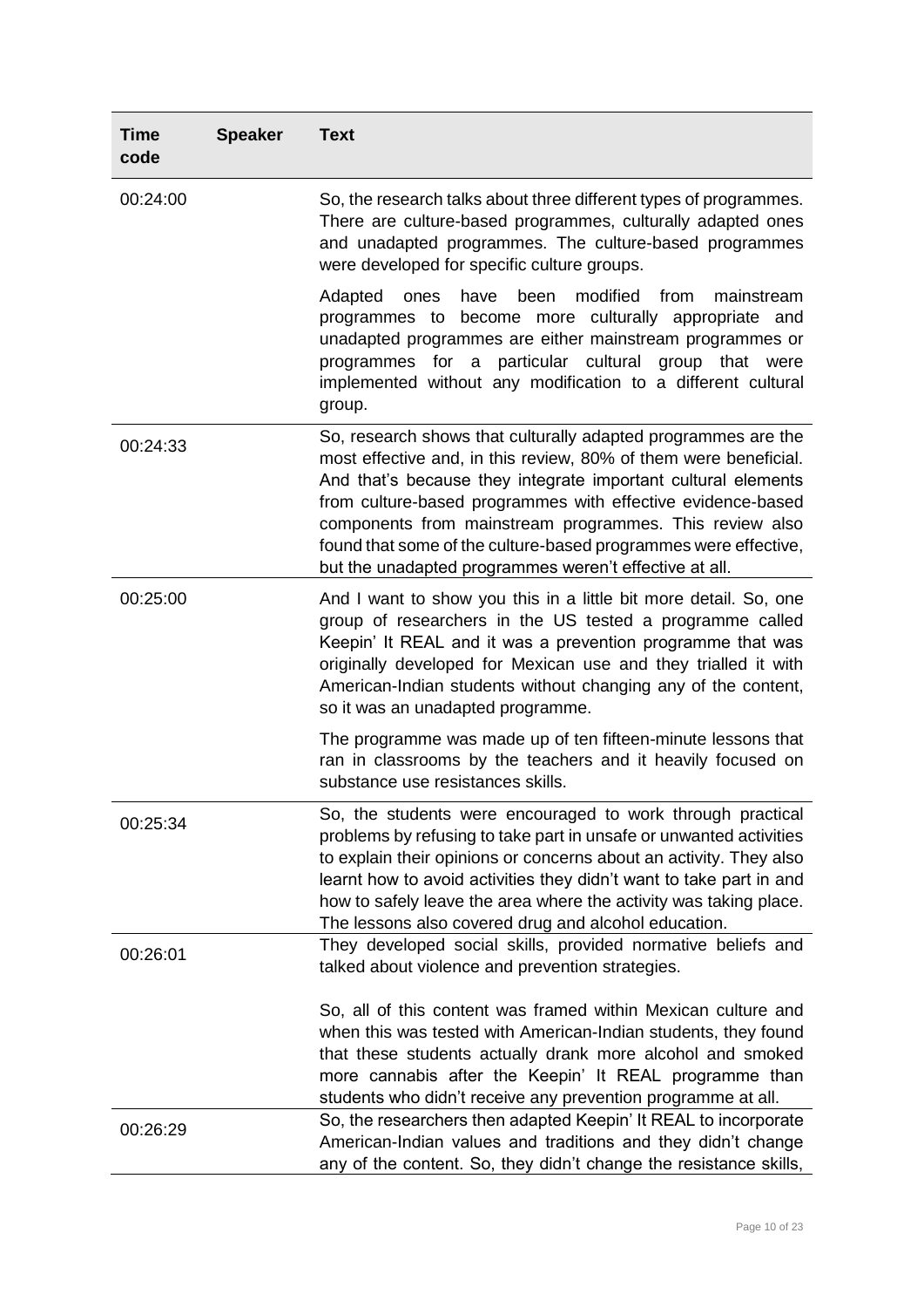| Time code | Speaker | Text |
|---|---|---|
| 00:24:00 | | So, the research talks about three different types of programmes. There are culture-based programmes, culturally adapted ones and unadapted programmes. The culture-based programmes were developed for specific culture groups.<br><br>Adapted ones have been modified from mainstream programmes to become more culturally appropriate and unadapted programmes are either mainstream programmes or programmes for a particular cultural group that were implemented without any modification to a different cultural group. |
| 00:24:33 | | So, research shows that culturally adapted programmes are the most effective and, in this review, 80% of them were beneficial. And that's because they integrate important cultural elements from culture-based programmes with effective evidence-based components from mainstream programmes. This review also found that some of the culture-based programmes were effective, but the unadapted programmes weren't effective at all. |
| 00:25:00 | | And I want to show you this in a little bit more detail. So, one group of researchers in the US tested a programme called Keepin' It REAL and it was a prevention programme that was originally developed for Mexican use and they trialled it with American-Indian students without changing any of the content, so it was an unadapted programme.<br><br>The programme was made up of ten fifteen-minute lessons that ran in classrooms by the teachers and it heavily focused on substance use resistances skills. |
| 00:25:34 | | So, the students were encouraged to work through practical problems by refusing to take part in unsafe or unwanted activities to explain their opinions or concerns about an activity. They also learnt how to avoid activities they didn't want to take part in and how to safely leave the area where the activity was taking place. The lessons also covered drug and alcohol education. |
| 00:26:01 | | They developed social skills, provided normative beliefs and talked about violence and prevention strategies.<br><br>So, all of this content was framed within Mexican culture and when this was tested with American-Indian students, they found that these students actually drank more alcohol and smoked more cannabis after the Keepin' It REAL programme than students who didn't receive any prevention programme at all. |
| 00:26:29 | | So, the researchers then adapted Keepin' It REAL to incorporate American-Indian values and traditions and they didn't change any of the content. So, they didn't change the resistance skills, |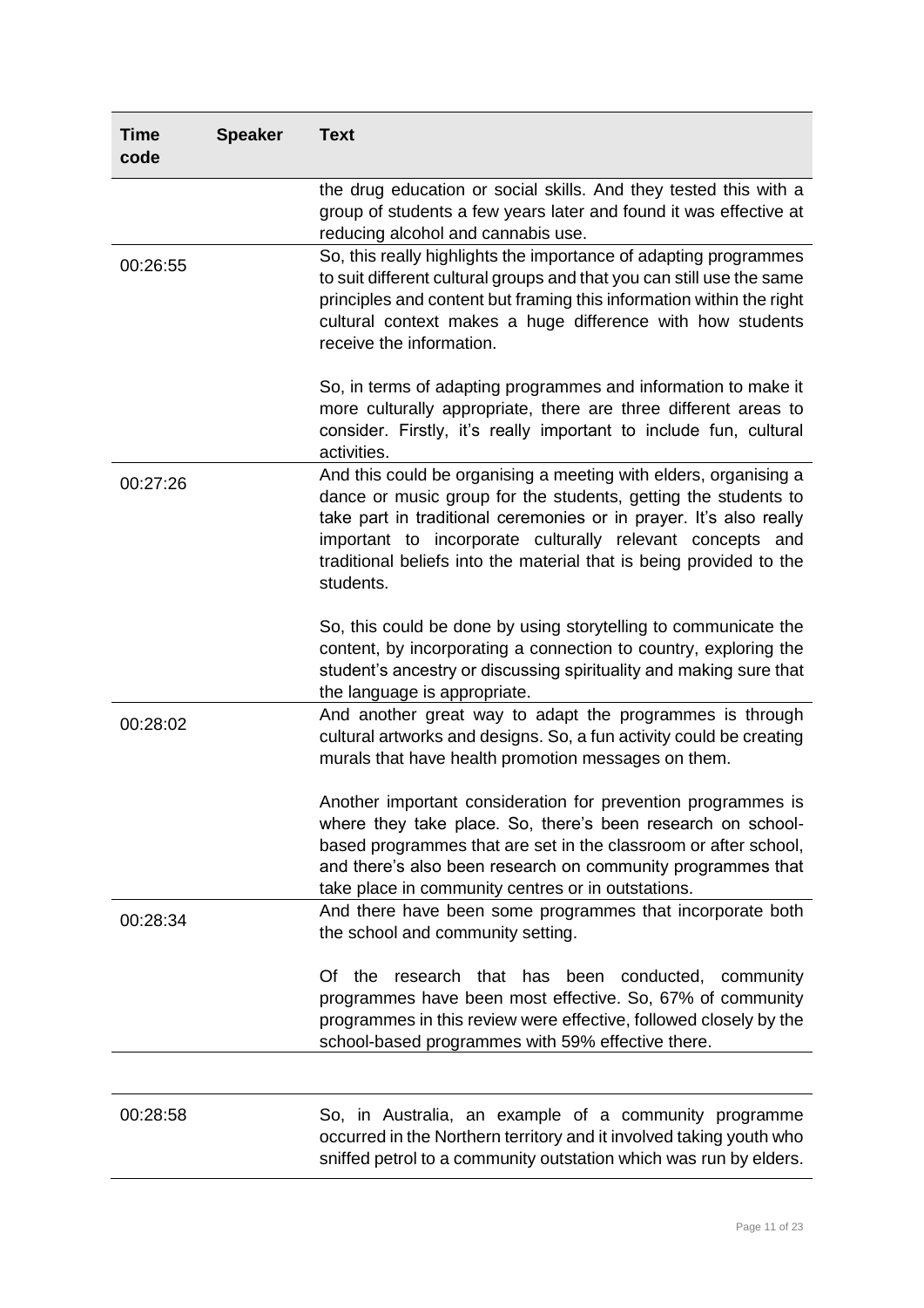| Time code | Speaker | Text |
|---|---|---|
| | | the drug education or social skills. And they tested this with a group of students a few years later and found it was effective at reducing alcohol and cannabis use. |
| 00:26:55 | | So, this really highlights the importance of adapting programmes to suit different cultural groups and that you can still use the same principles and content but framing this information within the right cultural context makes a huge difference with how students receive the information.<br><br>So, in terms of adapting programmes and information to make it more culturally appropriate, there are three different areas to consider. Firstly, it's really important to include fun, cultural activities. |
| 00:27:26 | | And this could be organising a meeting with elders, organising a dance or music group for the students, getting the students to take part in traditional ceremonies or in prayer. It's also really important to incorporate culturally relevant concepts and traditional beliefs into the material that is being provided to the students.<br><br>So, this could be done by using storytelling to communicate the content, by incorporating a connection to country, exploring the student's ancestry or discussing spirituality and making sure that the language is appropriate. |
| 00:28:02 | | And another great way to adapt the programmes is through cultural artworks and designs. So, a fun activity could be creating murals that have health promotion messages on them.<br><br>Another important consideration for prevention programmes is where they take place. So, there's been research on school-based programmes that are set in the classroom or after school, and there's also been research on community programmes that take place in community centres or in outstations. |
| 00:28:34 | | And there have been some programmes that incorporate both the school and community setting.<br><br>Of the research that has been conducted, community programmes have been most effective. So, 67% of community programmes in this review were effective, followed closely by the school-based programmes with 59% effective there. |
| 00:28:58 | | So, in Australia, an example of a community programme occurred in the Northern territory and it involved taking youth who sniffed petrol to a community outstation which was run by elders. |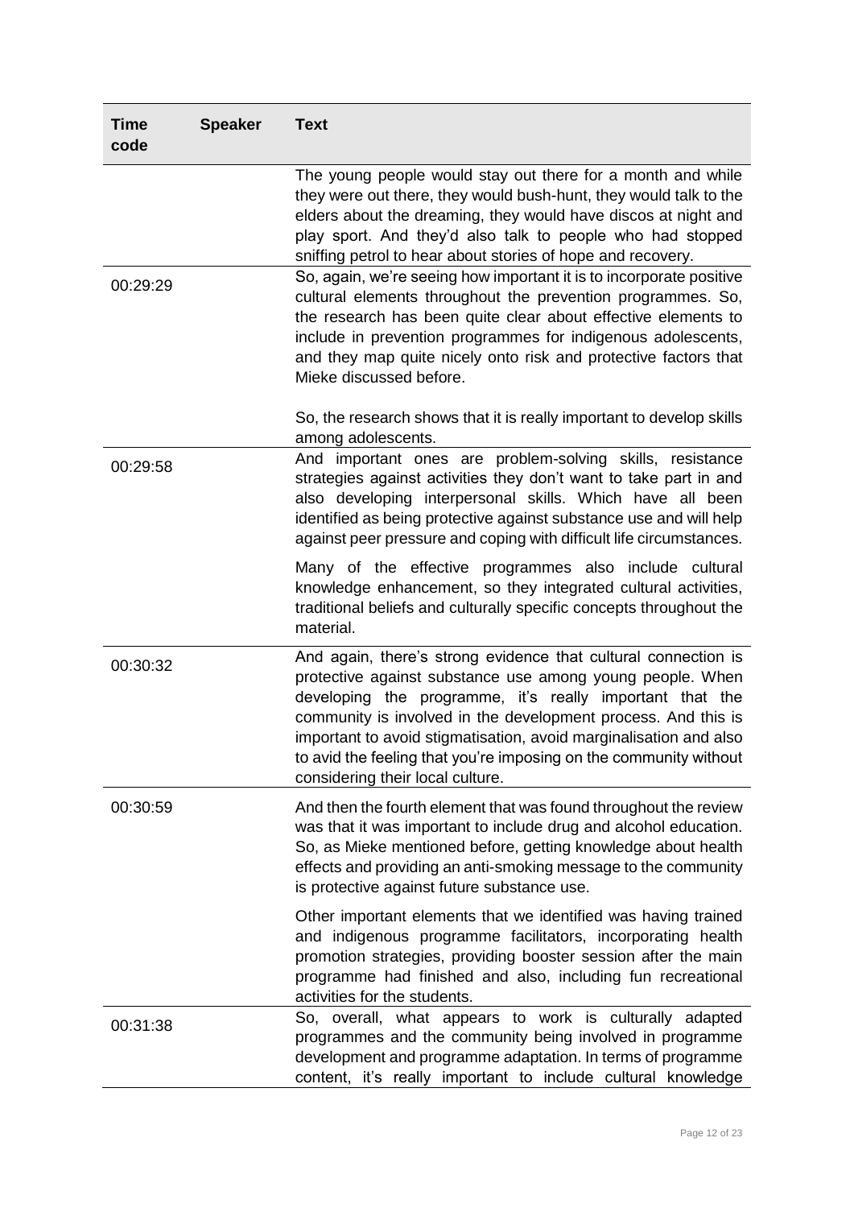| Time code | Speaker | Text |
|---|---|---|
| | | The young people would stay out there for a month and while they were out there, they would bush-hunt, they would talk to the elders about the dreaming, they would have discos at night and play sport. And they'd also talk to people who had stopped sniffing petrol to hear about stories of hope and recovery. |
| 00:29:29 | | So, again, we're seeing how important it is to incorporate positive cultural elements throughout the prevention programmes. So, the research has been quite clear about effective elements to include in prevention programmes for indigenous adolescents, and they map quite nicely onto risk and protective factors that Mieke discussed before.<br><br>So, the research shows that it is really important to develop skills among adolescents. |
| 00:29:58 | | And important ones are problem-solving skills, resistance strategies against activities they don't want to take part in and also developing interpersonal skills. Which have all been identified as being protective against substance use and will help against peer pressure and coping with difficult life circumstances.<br><br>Many of the effective programmes also include cultural knowledge enhancement, so they integrated cultural activities, traditional beliefs and culturally specific concepts throughout the material. |
| 00:30:32 | | And again, there's strong evidence that cultural connection is protective against substance use among young people. When developing the programme, it's really important that the community is involved in the development process. And this is important to avoid stigmatisation, avoid marginalisation and also to avid the feeling that you're imposing on the community without considering their local culture. |
| 00:30:59 | | And then the fourth element that was found throughout the review was that it was important to include drug and alcohol education. So, as Mieke mentioned before, getting knowledge about health effects and providing an anti-smoking message to the community is protective against future substance use.<br><br>Other important elements that we identified was having trained and indigenous programme facilitators, incorporating health promotion strategies, providing booster session after the main programme had finished and also, including fun recreational activities for the students. |
| 00:31:38 | | So, overall, what appears to work is culturally adapted programmes and the community being involved in programme development and programme adaptation. In terms of programme content, it's really important to include cultural knowledge |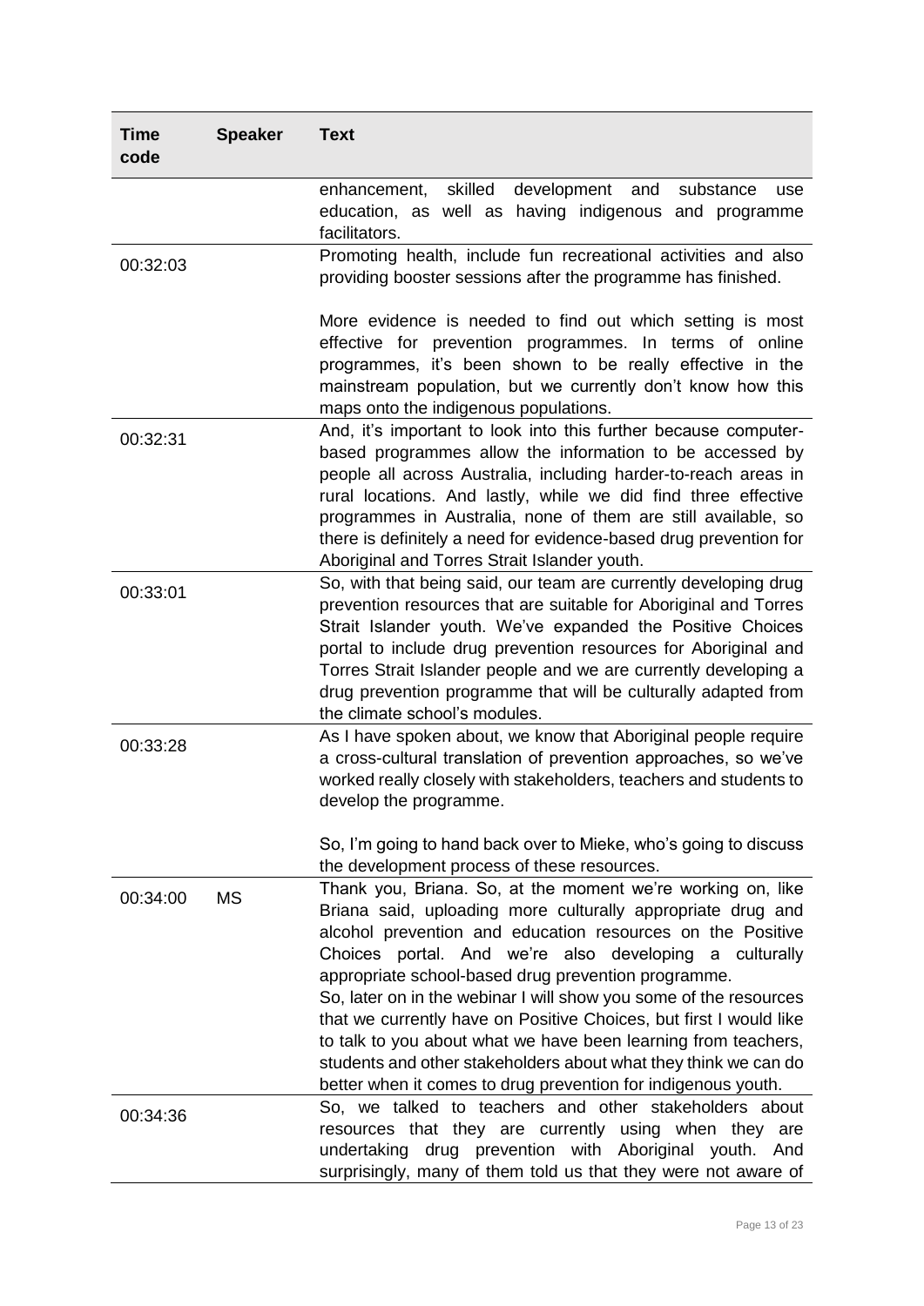| Time code | Speaker | Text |
|---|---|---|
| | | enhancement, skilled development and substance use education, as well as having indigenous and programme facilitators. |
| 00:32:03 | | Promoting health, include fun recreational activities and also providing booster sessions after the programme has finished.<br><br>More evidence is needed to find out which setting is most effective for prevention programmes. In terms of online programmes, it's been shown to be really effective in the mainstream population, but we currently don't know how this maps onto the indigenous populations. |
| 00:32:31 | | And, it's important to look into this further because computer-based programmes allow the information to be accessed by people all across Australia, including harder-to-reach areas in rural locations. And lastly, while we did find three effective programmes in Australia, none of them are still available, so there is definitely a need for evidence-based drug prevention for Aboriginal and Torres Strait Islander youth. |
| 00:33:01 | | So, with that being said, our team are currently developing drug prevention resources that are suitable for Aboriginal and Torres Strait Islander youth. We've expanded the Positive Choices portal to include drug prevention resources for Aboriginal and Torres Strait Islander people and we are currently developing a drug prevention programme that will be culturally adapted from the climate school's modules. |
| 00:33:28 | | As I have spoken about, we know that Aboriginal people require a cross-cultural translation of prevention approaches, so we've worked really closely with stakeholders, teachers and students to develop the programme.<br><br>So, I'm going to hand back over to Mieke, who's going to discuss the development process of these resources. |
| 00:34:00 | MS | Thank you, Briana. So, at the moment we're working on, like Briana said, uploading more culturally appropriate drug and alcohol prevention and education resources on the Positive Choices portal. And we're also developing a culturally appropriate school-based drug prevention programme.<br>So, later on in the webinar I will show you some of the resources that we currently have on Positive Choices, but first I would like to talk to you about what we have been learning from teachers, students and other stakeholders about what they think we can do better when it comes to drug prevention for indigenous youth. |
| 00:34:36 | | So, we talked to teachers and other stakeholders about resources that they are currently using when they are undertaking drug prevention with Aboriginal youth. And surprisingly, many of them told us that they were not aware of |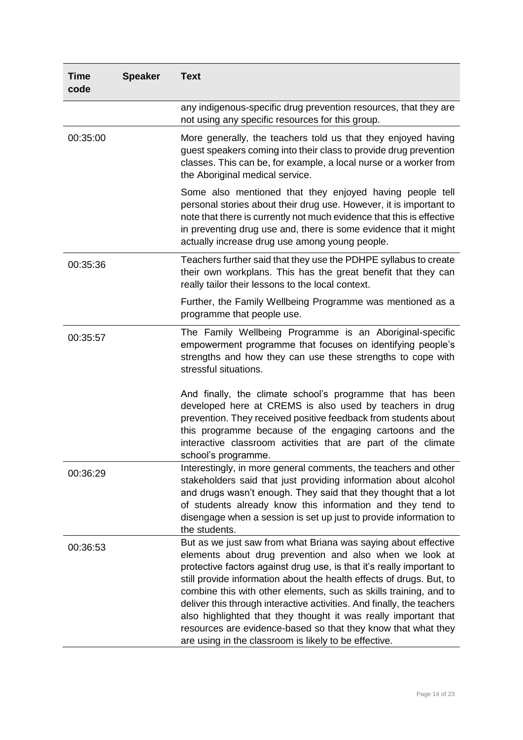| Time code | Speaker | Text |
| --- | --- | --- |
| | | any indigenous-specific drug prevention resources, that they are not using any specific resources for this group. |
| 00:35:00 | | More generally, the teachers told us that they enjoyed having guest speakers coming into their class to provide drug prevention classes. This can be, for example, a local nurse or a worker from the Aboriginal medical service.<br><br>Some also mentioned that they enjoyed having people tell personal stories about their drug use. However, it is important to note that there is currently not much evidence that this is effective in preventing drug use and, there is some evidence that it might actually increase drug use among young people. |
| 00:35:36 | | Teachers further said that they use the PDHPE syllabus to create their own workplans. This has the great benefit that they can really tailor their lessons to the local context.<br><br>Further, the Family Wellbeing Programme was mentioned as a programme that people use. |
| 00:35:57 | | The Family Wellbeing Programme is an Aboriginal-specific empowerment programme that focuses on identifying people's strengths and how they can use these strengths to cope with stressful situations.<br><br>And finally, the climate school's programme that has been developed here at CREMS is also used by teachers in drug prevention. They received positive feedback from students about this programme because of the engaging cartoons and the interactive classroom activities that are part of the climate school's programme. |
| 00:36:29 | | Interestingly, in more general comments, the teachers and other stakeholders said that just providing information about alcohol and drugs wasn't enough. They said that they thought that a lot of students already know this information and they tend to disengage when a session is set up just to provide information to the students. |
| 00:36:53 | | But as we just saw from what Briana was saying about effective elements about drug prevention and also when we look at protective factors against drug use, is that it's really important to still provide information about the health effects of drugs. But, to combine this with other elements, such as skills training, and to deliver this through interactive activities. And finally, the teachers also highlighted that they thought it was really important that resources are evidence-based so that they know that what they are using in the classroom is likely to be effective. |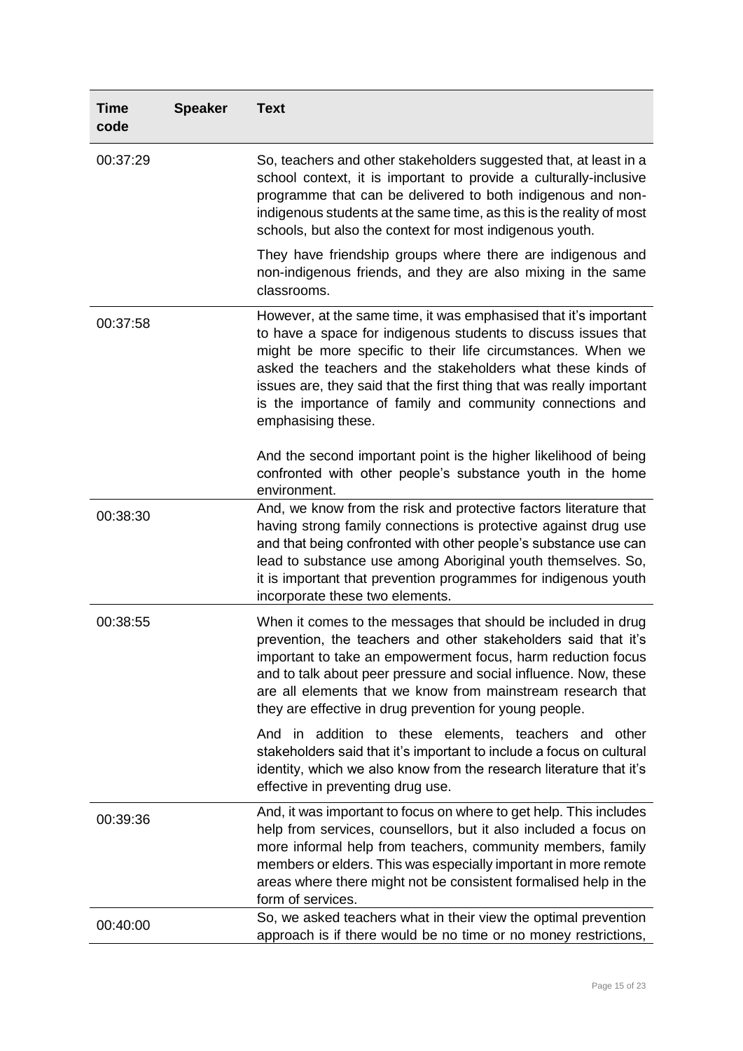| Time code | Speaker | Text |
|---|---|---|
| 00:37:29 | | So, teachers and other stakeholders suggested that, at least in a school context, it is important to provide a culturally-inclusive programme that can be delivered to both indigenous and non-indigenous students at the same time, as this is the reality of most schools, but also the context for most indigenous youth.<br><br>They have friendship groups where there are indigenous and non-indigenous friends, and they are also mixing in the same classrooms. |
| 00:37:58 | | However, at the same time, it was emphasised that it's important to have a space for indigenous students to discuss issues that might be more specific to their life circumstances. When we asked the teachers and the stakeholders what these kinds of issues are, they said that the first thing that was really important is the importance of family and community connections and emphasising these.<br><br>And the second important point is the higher likelihood of being confronted with other people's substance youth in the home environment. |
| 00:38:30 | | And, we know from the risk and protective factors literature that having strong family connections is protective against drug use and that being confronted with other people's substance use can lead to substance use among Aboriginal youth themselves. So, it is important that prevention programmes for indigenous youth incorporate these two elements. |
| 00:38:55 | | When it comes to the messages that should be included in drug prevention, the teachers and other stakeholders said that it's important to take an empowerment focus, harm reduction focus and to talk about peer pressure and social influence. Now, these are all elements that we know from mainstream research that they are effective in drug prevention for young people.<br><br>And in addition to these elements, teachers and other stakeholders said that it's important to include a focus on cultural identity, which we also know from the research literature that it's effective in preventing drug use. |
| 00:39:36 | | And, it was important to focus on where to get help. This includes help from services, counsellors, but it also included a focus on more informal help from teachers, community members, family members or elders. This was especially important in more remote areas where there might not be consistent formalised help in the form of services. |
| 00:40:00 | | So, we asked teachers what in their view the optimal prevention approach is if there would be no time or no money restrictions, |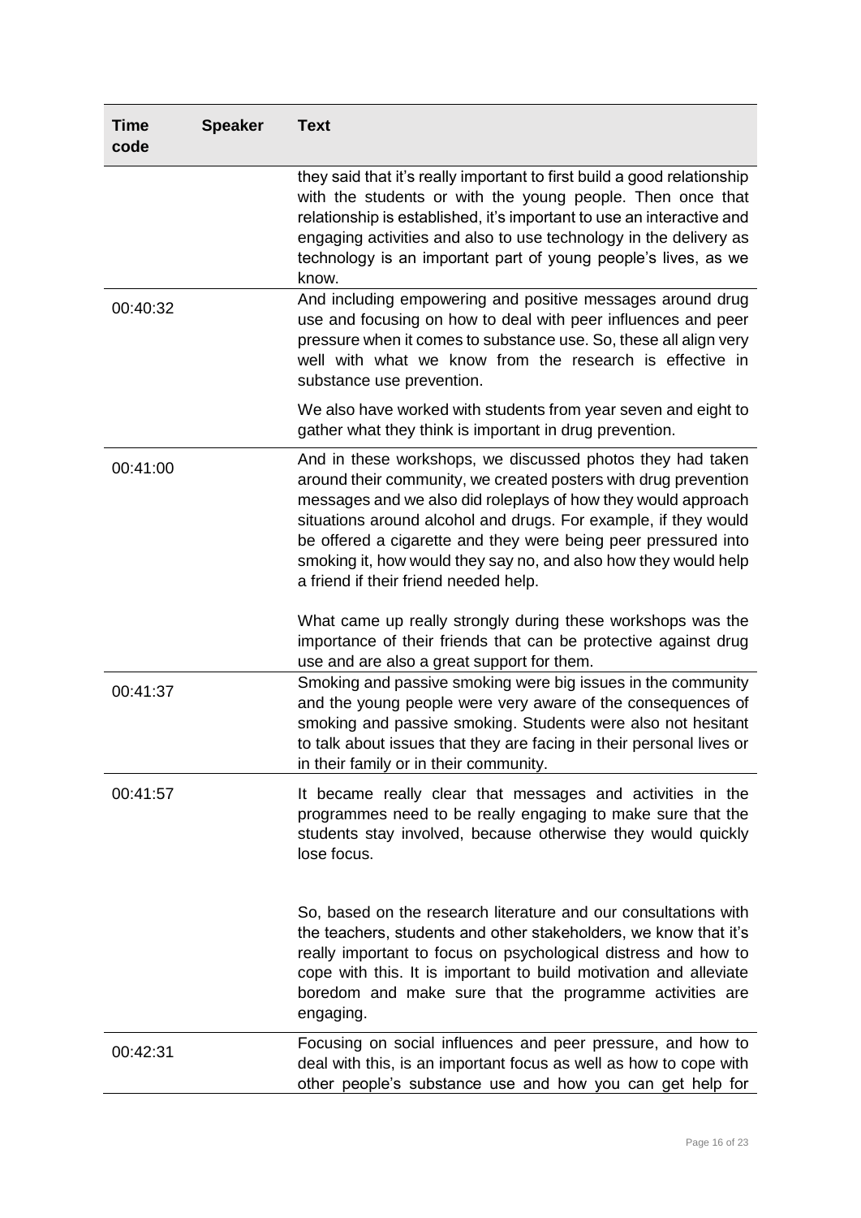| Time code | Speaker | Text |
|---|---|---|
| | | they said that it's really important to first build a good relationship with the students or with the young people. Then once that relationship is established, it's important to use an interactive and engaging activities and also to use technology in the delivery as technology is an important part of young people's lives, as we know. |
| 00:40:32 | | And including empowering and positive messages around drug use and focusing on how to deal with peer influences and peer pressure when it comes to substance use. So, these all align very well with what we know from the research is effective in substance use prevention.<br><br>We also have worked with students from year seven and eight to gather what they think is important in drug prevention. |
| 00:41:00 | | And in these workshops, we discussed photos they had taken around their community, we created posters with drug prevention messages and we also did roleplays of how they would approach situations around alcohol and drugs. For example, if they would be offered a cigarette and they were being peer pressured into smoking it, how would they say no, and also how they would help a friend if their friend needed help.<br><br>What came up really strongly during these workshops was the importance of their friends that can be protective against drug use and are also a great support for them. |
| 00:41:37 | | Smoking and passive smoking were big issues in the community and the young people were very aware of the consequences of smoking and passive smoking. Students were also not hesitant to talk about issues that they are facing in their personal lives or in their family or in their community. |
| 00:41:57 | | It became really clear that messages and activities in the programmes need to be really engaging to make sure that the students stay involved, because otherwise they would quickly lose focus.<br><br>So, based on the research literature and our consultations with the teachers, students and other stakeholders, we know that it's really important to focus on psychological distress and how to cope with this. It is important to build motivation and alleviate boredom and make sure that the programme activities are engaging. |
| 00:42:31 | | Focusing on social influences and peer pressure, and how to deal with this, is an important focus as well as how to cope with other people's substance use and how you can get help for |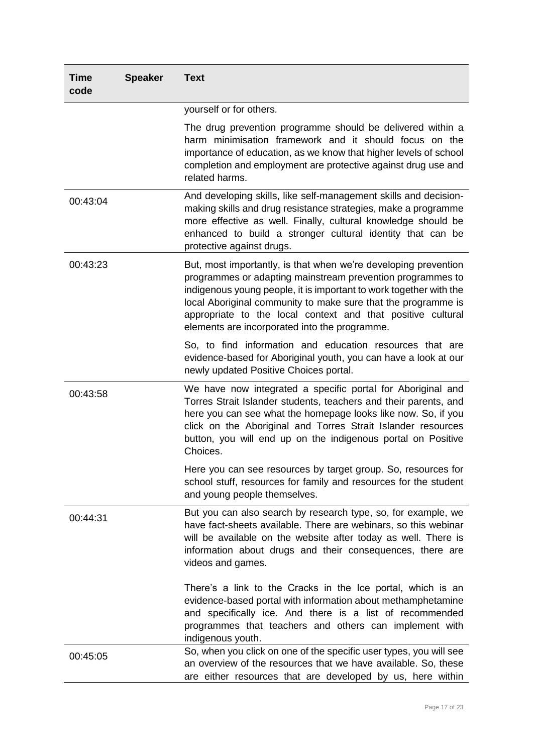| Time code | Speaker | Text |
|---|---|---|
| | | yourself or for others.<br><br>The drug prevention programme should be delivered within a harm minimisation framework and it should focus on the importance of education, as we know that higher levels of school completion and employment are protective against drug use and related harms. |
| 00:43:04 | | And developing skills, like self-management skills and decision-making skills and drug resistance strategies, make a programme more effective as well. Finally, cultural knowledge should be enhanced to build a stronger cultural identity that can be protective against drugs. |
| 00:43:23 | | But, most importantly, is that when we're developing prevention programmes or adapting mainstream prevention programmes to indigenous young people, it is important to work together with the local Aboriginal community to make sure that the programme is appropriate to the local context and that positive cultural elements are incorporated into the programme.<br><br>So, to find information and education resources that are evidence-based for Aboriginal youth, you can have a look at our newly updated Positive Choices portal. |
| 00:43:58 | | We have now integrated a specific portal for Aboriginal and Torres Strait Islander students, teachers and their parents, and here you can see what the homepage looks like now. So, if you click on the Aboriginal and Torres Strait Islander resources button, you will end up on the indigenous portal on Positive Choices.<br><br>Here you can see resources by target group. So, resources for school stuff, resources for family and resources for the student and young people themselves. |
| 00:44:31 | | But you can also search by research type, so, for example, we have fact-sheets available. There are webinars, so this webinar will be available on the website after today as well. There is information about drugs and their consequences, there are videos and games.<br><br>There's a link to the Cracks in the Ice portal, which is an evidence-based portal with information about methamphetamine and specifically ice. And there is a list of recommended programmes that teachers and others can implement with indigenous youth. |
| 00:45:05 | | So, when you click on one of the specific user types, you will see an overview of the resources that we have available. So, these are either resources that are developed by us, here within |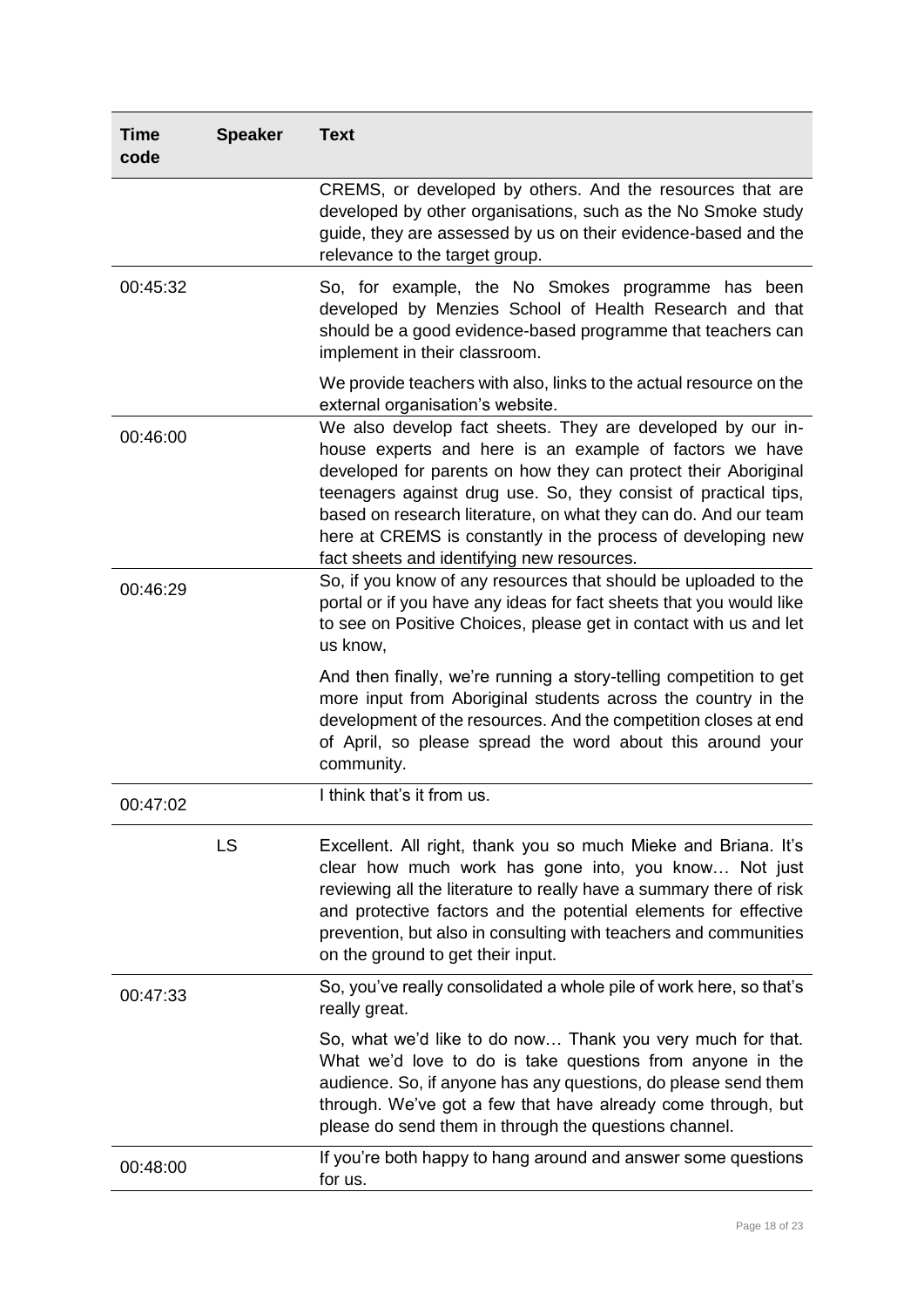| Time code | Speaker | Text |
|---|---|---|
| | | CREMS, or developed by others. And the resources that are developed by other organisations, such as the No Smoke study guide, they are assessed by us on their evidence-based and the relevance to the target group. |
| 00:45:32 | | So, for example, the No Smokes programme has been developed by Menzies School of Health Research and that should be a good evidence-based programme that teachers can implement in their classroom. |
| | | We provide teachers with also, links to the actual resource on the external organisation's website. |
| 00:46:00 | | We also develop fact sheets. They are developed by our in-house experts and here is an example of factors we have developed for parents on how they can protect their Aboriginal teenagers against drug use. So, they consist of practical tips, based on research literature, on what they can do. And our team here at CREMS is constantly in the process of developing new fact sheets and identifying new resources. |
| 00:46:29 | | So, if you know of any resources that should be uploaded to the portal or if you have any ideas for fact sheets that you would like to see on Positive Choices, please get in contact with us and let us know, |
| | | And then finally, we're running a story-telling competition to get more input from Aboriginal students across the country in the development of the resources. And the competition closes at end of April, so please spread the word about this around your community. |
| 00:47:02 | | I think that's it from us. |
| | LS | Excellent. All right, thank you so much Mieke and Briana. It's clear how much work has gone into, you know… Not just reviewing all the literature to really have a summary there of risk and protective factors and the potential elements for effective prevention, but also in consulting with teachers and communities on the ground to get their input. |
| 00:47:33 | | So, you've really consolidated a whole pile of work here, so that's really great. |
| | | So, what we'd like to do now… Thank you very much for that. What we'd love to do is take questions from anyone in the audience. So, if anyone has any questions, do please send them through. We've got a few that have already come through, but please do send them in through the questions channel. |
| 00:48:00 | | If you're both happy to hang around and answer some questions for us. |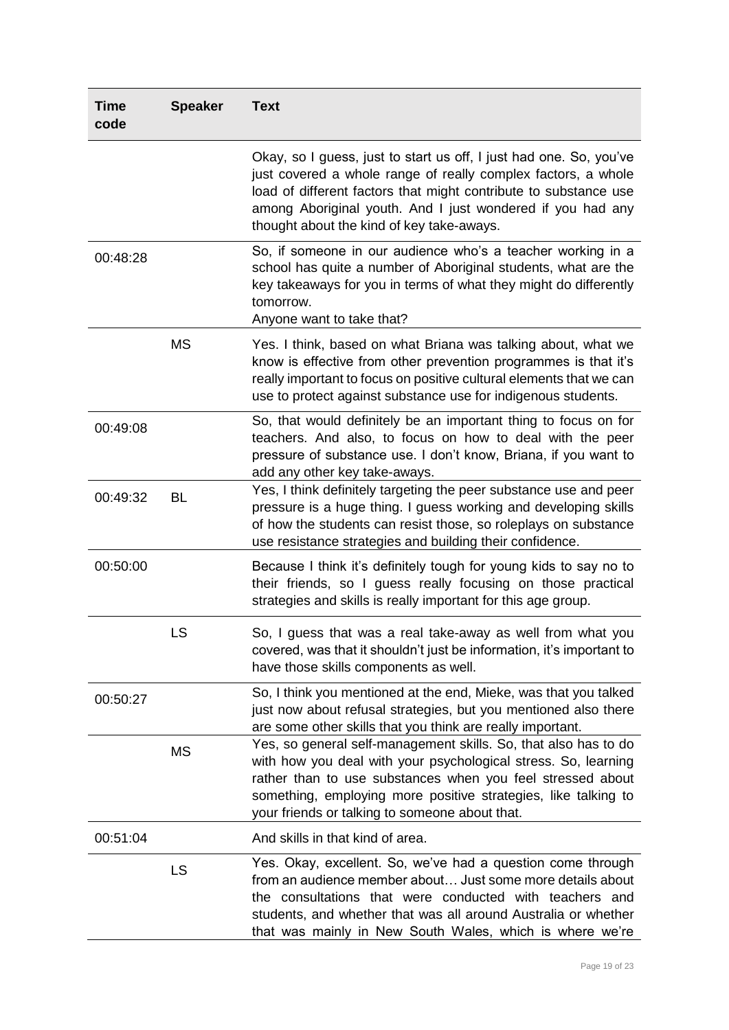| Time code | Speaker | Text |
|---|---|---|
| | | Okay, so I guess, just to start us off, I just had one. So, you've just covered a whole range of really complex factors, a whole load of different factors that might contribute to substance use among Aboriginal youth. And I just wondered if you had any thought about the kind of key take-aways. |
| 00:48:28 | | So, if someone in our audience who's a teacher working in a school has quite a number of Aboriginal students, what are the key takeaways for you in terms of what they might do differently tomorrow.<br>Anyone want to take that? |
| | MS | Yes. I think, based on what Briana was talking about, what we know is effective from other prevention programmes is that it's really important to focus on positive cultural elements that we can use to protect against substance use for indigenous students. |
| 00:49:08 | | So, that would definitely be an important thing to focus on for teachers. And also, to focus on how to deal with the peer pressure of substance use. I don't know, Briana, if you want to add any other key take-aways. |
| 00:49:32 | BL | Yes, I think definitely targeting the peer substance use and peer pressure is a huge thing. I guess working and developing skills of how the students can resist those, so roleplays on substance use resistance strategies and building their confidence. |
| 00:50:00 | | Because I think it's definitely tough for young kids to say no to their friends, so I guess really focusing on those practical strategies and skills is really important for this age group. |
| | LS | So, I guess that was a real take-away as well from what you covered, was that it shouldn't just be information, it's important to have those skills components as well. |
| 00:50:27 | | So, I think you mentioned at the end, Mieke, was that you talked just now about refusal strategies, but you mentioned also there are some other skills that you think are really important. |
| | MS | Yes, so general self-management skills. So, that also has to do with how you deal with your psychological stress. So, learning rather than to use substances when you feel stressed about something, employing more positive strategies, like talking to your friends or talking to someone about that. |
| 00:51:04 | | And skills in that kind of area. |
| | LS | Yes. Okay, excellent. So, we've had a question come through from an audience member about… Just some more details about the consultations that were conducted with teachers and students, and whether that was all around Australia or whether that was mainly in New South Wales, which is where we're |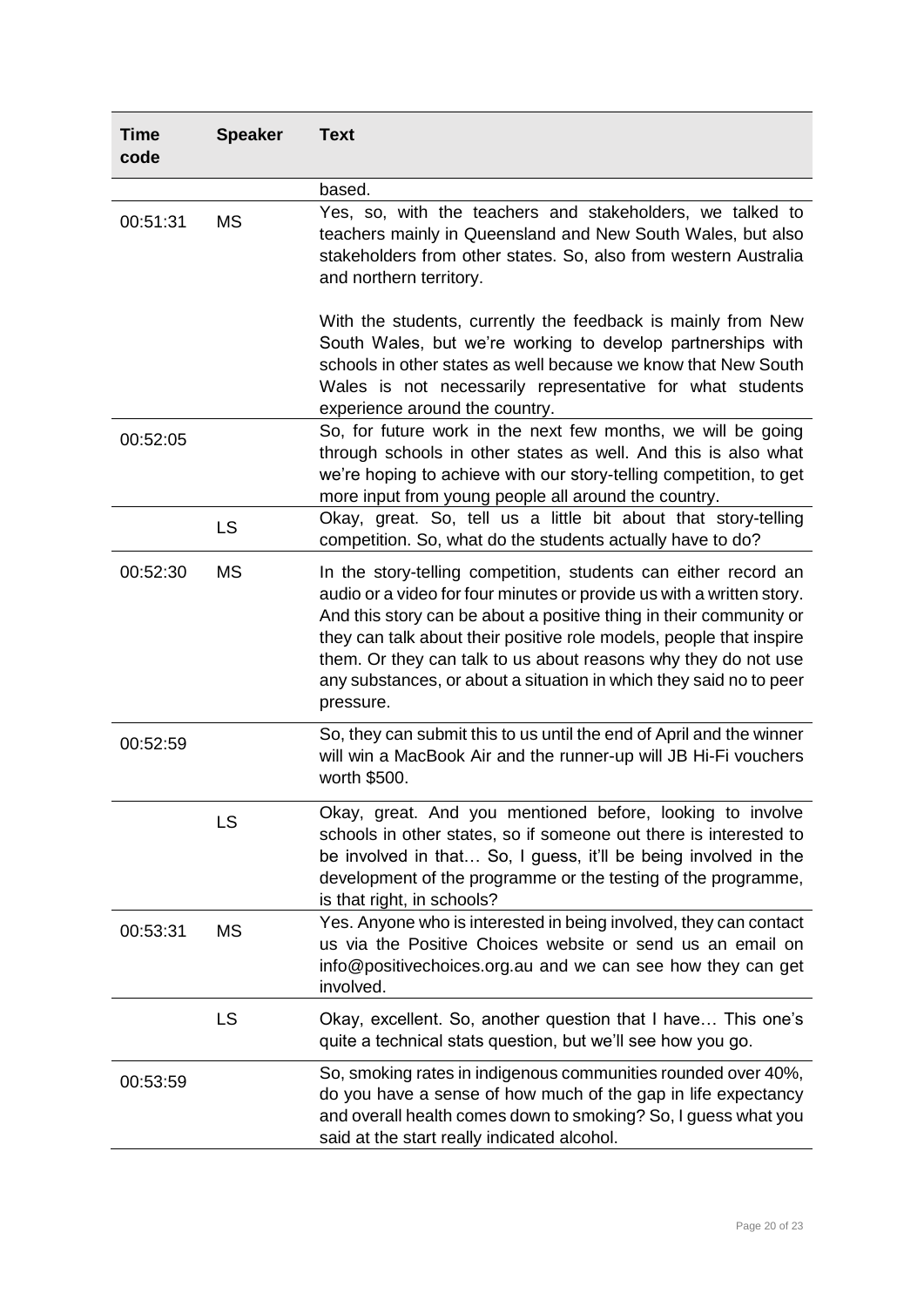| Time code | Speaker | Text |
|---|---|---|
| | | based. |
| 00:51:31 | MS | Yes, so, with the teachers and stakeholders, we talked to teachers mainly in Queensland and New South Wales, but also stakeholders from other states. So, also from western Australia and northern territory.<br><br>With the students, currently the feedback is mainly from New South Wales, but we're working to develop partnerships with schools in other states as well because we know that New South Wales is not necessarily representative for what students experience around the country. |
| 00:52:05 | | So, for future work in the next few months, we will be going through schools in other states as well. And this is also what we're hoping to achieve with our story-telling competition, to get more input from young people all around the country. |
| | LS | Okay, great. So, tell us a little bit about that story-telling competition. So, what do the students actually have to do? |
| 00:52:30 | MS | In the story-telling competition, students can either record an audio or a video for four minutes or provide us with a written story. And this story can be about a positive thing in their community or they can talk about their positive role models, people that inspire them. Or they can talk to us about reasons why they do not use any substances, or about a situation in which they said no to peer pressure. |
| 00:52:59 | | So, they can submit this to us until the end of April and the winner will win a MacBook Air and the runner-up will JB Hi-Fi vouchers worth $500. |
| | LS | Okay, great. And you mentioned before, looking to involve schools in other states, so if someone out there is interested to be involved in that… So, I guess, it'll be being involved in the development of the programme or the testing of the programme, is that right, in schools? |
| 00:53:31 | MS | Yes. Anyone who is interested in being involved, they can contact us via the Positive Choices website or send us an email on info@positivechoices.org.au and we can see how they can get involved. |
| | LS | Okay, excellent. So, another question that I have… This one's quite a technical stats question, but we'll see how you go. |
| 00:53:59 | | So, smoking rates in indigenous communities rounded over 40%, do you have a sense of how much of the gap in life expectancy and overall health comes down to smoking? So, I guess what you said at the start really indicated alcohol. |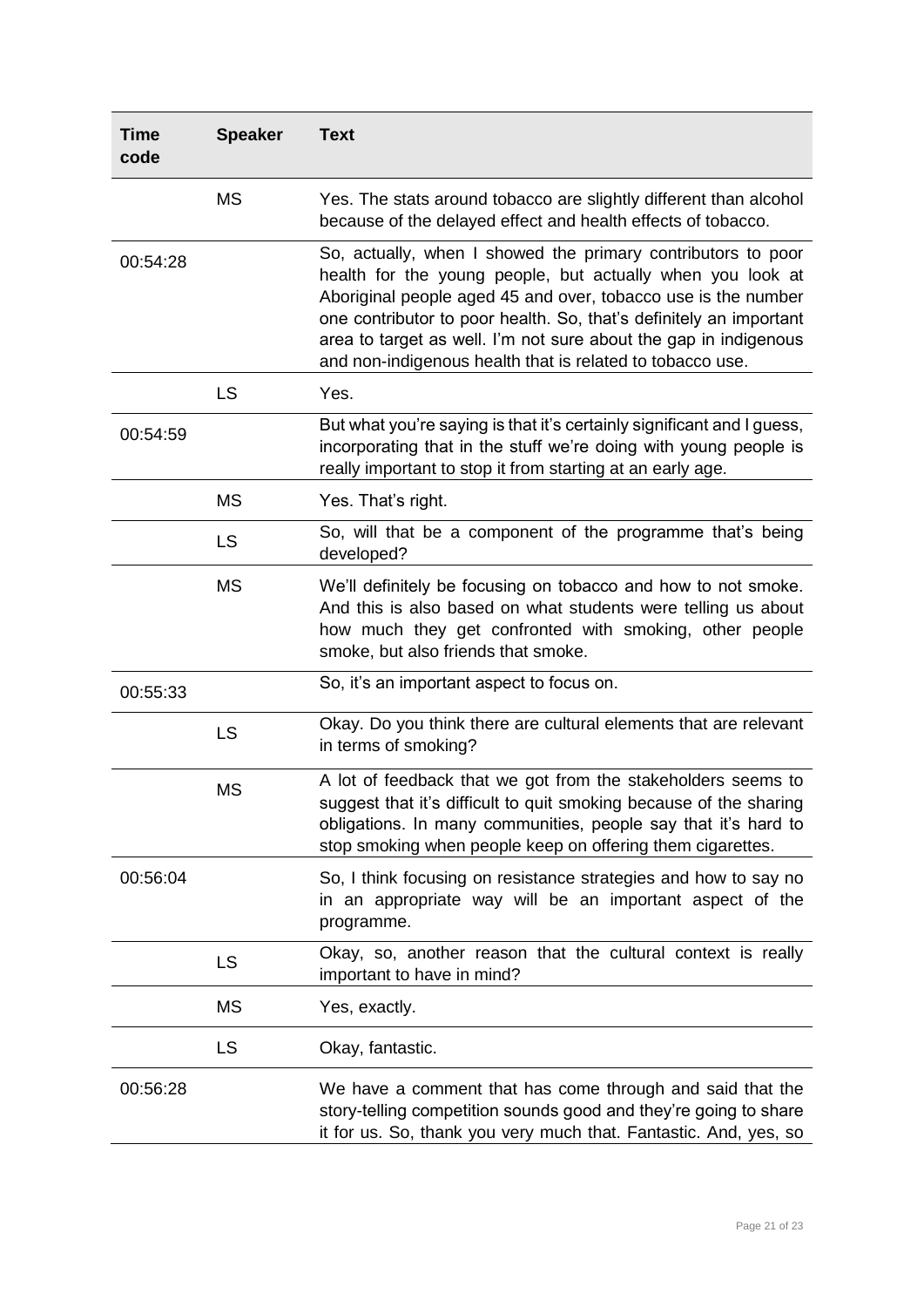| Time code | Speaker | Text |
|---|---|---|
| | MS | Yes. The stats around tobacco are slightly different than alcohol because of the delayed effect and health effects of tobacco. |
| 00:54:28 | | So, actually, when I showed the primary contributors to poor health for the young people, but actually when you look at Aboriginal people aged 45 and over, tobacco use is the number one contributor to poor health. So, that's definitely an important area to target as well. I'm not sure about the gap in indigenous and non-indigenous health that is related to tobacco use. |
| | LS | Yes. |
| 00:54:59 | | But what you're saying is that it's certainly significant and I guess, incorporating that in the stuff we're doing with young people is really important to stop it from starting at an early age. |
| | MS | Yes. That's right. |
| | LS | So, will that be a component of the programme that's being developed? |
| | MS | We'll definitely be focusing on tobacco and how to not smoke. And this is also based on what students were telling us about how much they get confronted with smoking, other people smoke, but also friends that smoke. |
| 00:55:33 | | So, it's an important aspect to focus on. |
| | LS | Okay. Do you think there are cultural elements that are relevant in terms of smoking? |
| | MS | A lot of feedback that we got from the stakeholders seems to suggest that it's difficult to quit smoking because of the sharing obligations. In many communities, people say that it's hard to stop smoking when people keep on offering them cigarettes. |
| 00:56:04 | | So, I think focusing on resistance strategies and how to say no in an appropriate way will be an important aspect of the programme. |
| | LS | Okay, so, another reason that the cultural context is really important to have in mind? |
| | MS | Yes, exactly. |
| | LS | Okay, fantastic. |
| 00:56:28 | | We have a comment that has come through and said that the story-telling competition sounds good and they're going to share it for us. So, thank you very much that. Fantastic. And, yes, so |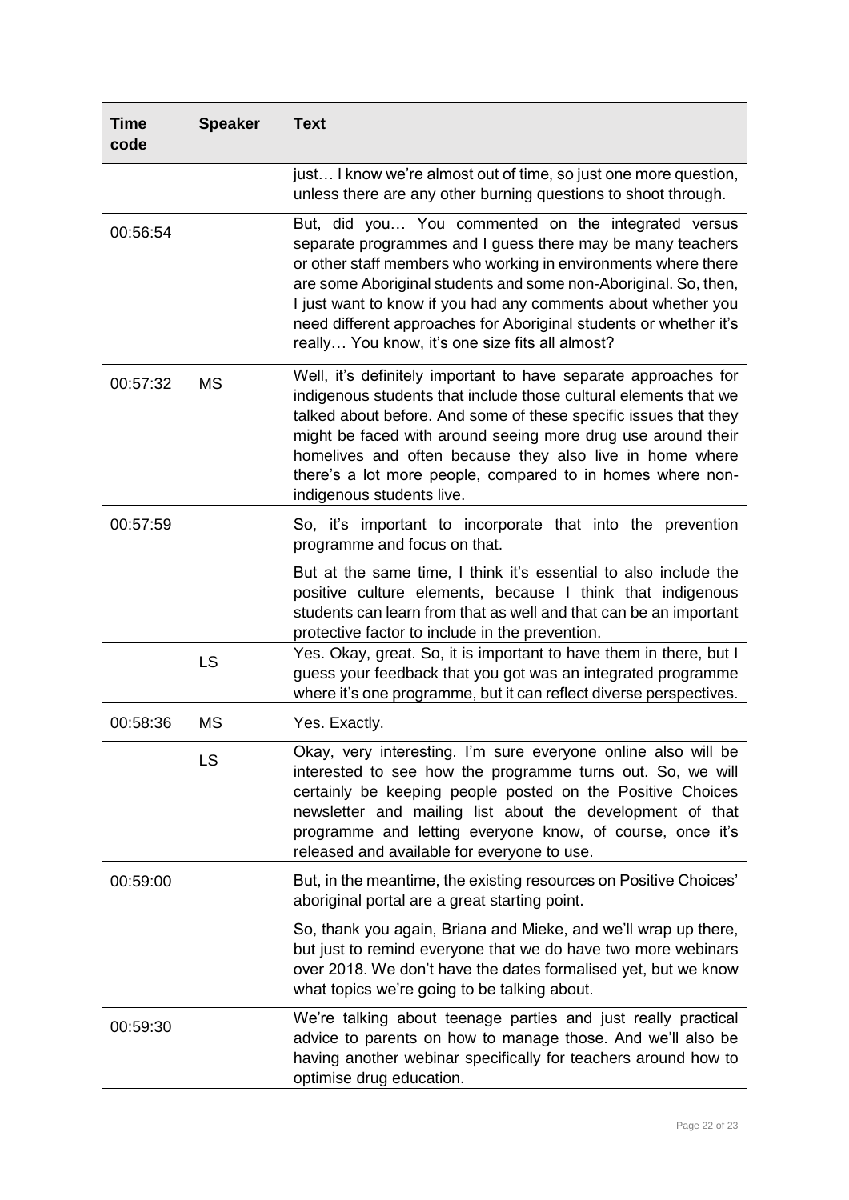| Time code | Speaker | Text |
|---|---|---|
| | | just… I know we're almost out of time, so just one more question, unless there are any other burning questions to shoot through. |
| 00:56:54 | | But, did you… You commented on the integrated versus separate programmes and I guess there may be many teachers or other staff members who working in environments where there are some Aboriginal students and some non-Aboriginal. So, then, I just want to know if you had any comments about whether you need different approaches for Aboriginal students or whether it's really… You know, it's one size fits all almost? |
| 00:57:32 | MS | Well, it's definitely important to have separate approaches for indigenous students that include those cultural elements that we talked about before. And some of these specific issues that they might be faced with around seeing more drug use around their homelives and often because they also live in home where there's a lot more people, compared to in homes where non-indigenous students live. |
| 00:57:59 | | So, it's important to incorporate that into the prevention programme and focus on that.<br><br>But at the same time, I think it's essential to also include the positive culture elements, because I think that indigenous students can learn from that as well and that can be an important protective factor to include in the prevention. |
| | LS | Yes. Okay, great. So, it is important to have them in there, but I guess your feedback that you got was an integrated programme where it's one programme, but it can reflect diverse perspectives. |
| 00:58:36 | MS | Yes. Exactly. |
| | LS | Okay, very interesting. I'm sure everyone online also will be interested to see how the programme turns out. So, we will certainly be keeping people posted on the Positive Choices newsletter and mailing list about the development of that programme and letting everyone know, of course, once it's released and available for everyone to use. |
| 00:59:00 | | But, in the meantime, the existing resources on Positive Choices' aboriginal portal are a great starting point.<br><br>So, thank you again, Briana and Mieke, and we'll wrap up there, but just to remind everyone that we do have two more webinars over 2018. We don't have the dates formalised yet, but we know what topics we're going to be talking about. |
| 00:59:30 | | We're talking about teenage parties and just really practical advice to parents on how to manage those. And we'll also be having another webinar specifically for teachers around how to optimise drug education. |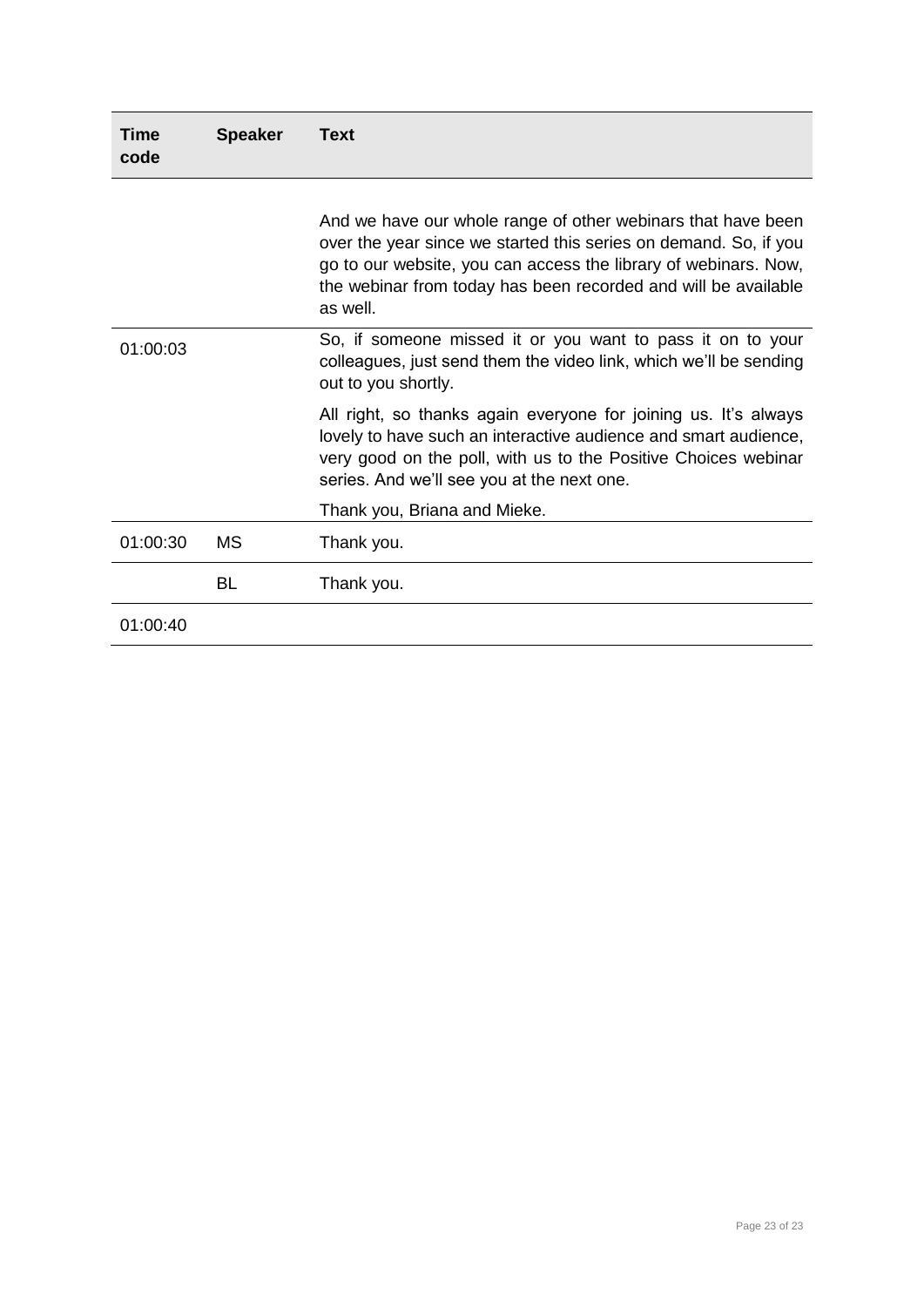| Time code | Speaker | Text |
|---|---|---|
| | | And we have our whole range of other webinars that have been over the year since we started this series on demand. So, if you go to our website, you can access the library of webinars. Now, the webinar from today has been recorded and will be available as well. |
| 01:00:03 | | So, if someone missed it or you want to pass it on to your colleagues, just send them the video link, which we'll be sending out to you shortly.<br><br>All right, so thanks again everyone for joining us. It's always lovely to have such an interactive audience and smart audience, very good on the poll, with us to the Positive Choices webinar series. And we'll see you at the next one.<br><br>Thank you, Briana and Mieke. |
| 01:00:30 | MS | Thank you. |
| | BL | Thank you. |
| 01:00:40 | | |